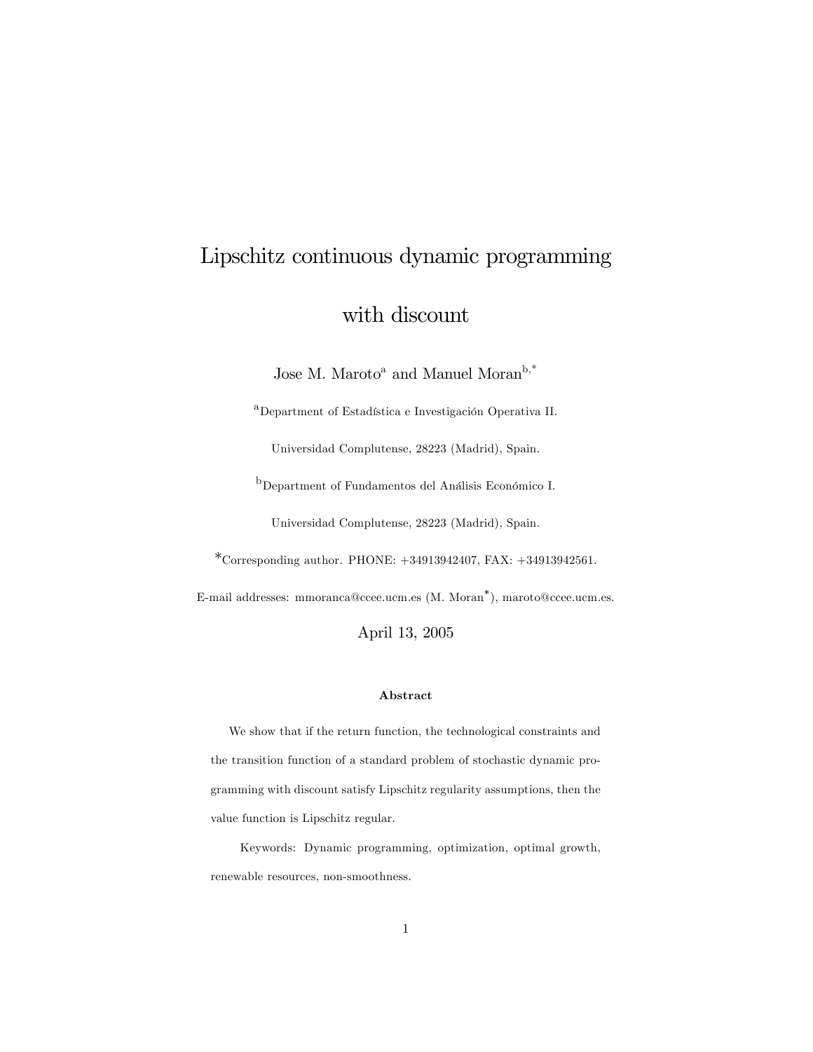# Lipschitz continuous dynamic programming with discount

Jose M. Maroto[a] and Manuel Moran[b,*]

[a]Department of Estadística e Investigación Operativa II.

Universidad Complutense, 28223 (Madrid), Spain.

[b]Department of Fundamentos del Análisis Económico I.

Universidad Complutense, 28223 (Madrid), Spain.

*Corresponding author. PHONE: +34913942407, FAX: +34913942561.

E-mail addresses: mmoranca@ccee.ucm.es (M. Moran*), maroto@ccee.ucm.es.

April 13, 2005

**Abstract**

We show that if the return function, the technological constraints and the transition function of a standard problem of stochastic dynamic programming with discount satisfy Lipschitz regularity assumptions, then the value function is Lipschitz regular.

Keywords: Dynamic programming, optimization, optimal growth, renewable resources, non-smoothness.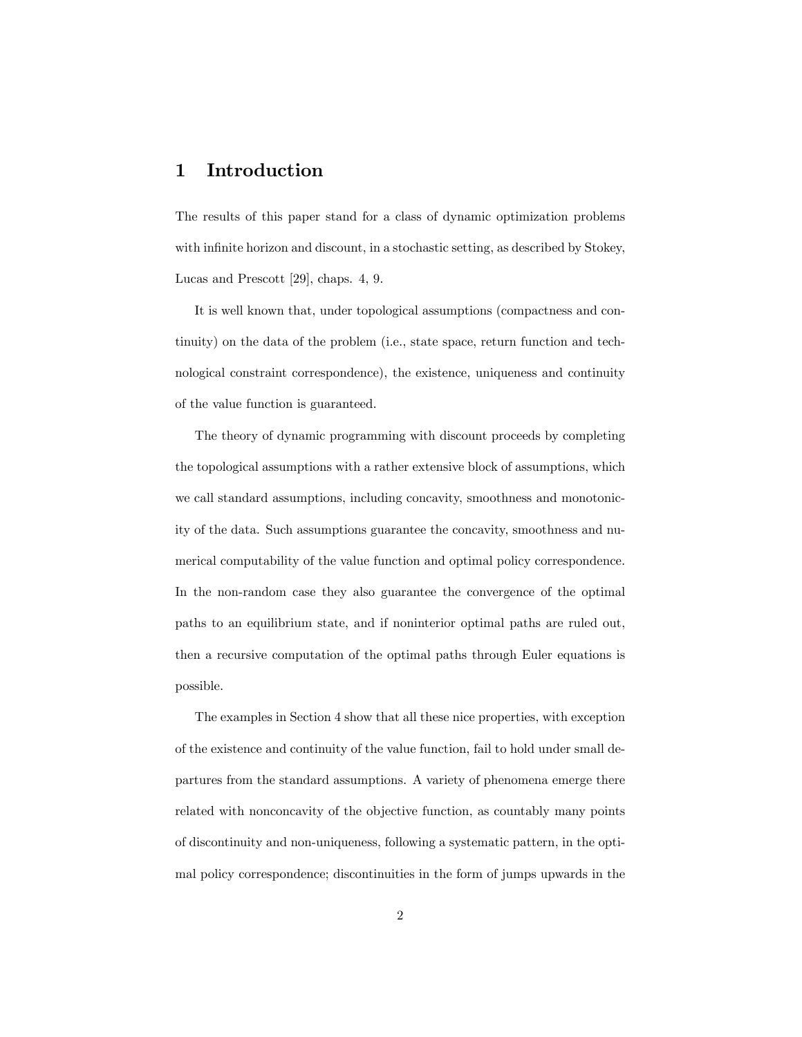# 1 Introduction

The results of this paper stand for a class of dynamic optimization problems with infinite horizon and discount, in a stochastic setting, as described by Stokey, Lucas and Prescott [29], chaps. 4, 9.

It is well known that, under topological assumptions (compactness and continuity) on the data of the problem (i.e., state space, return function and technological constraint correspondence), the existence, uniqueness and continuity of the value function is guaranteed.

The theory of dynamic programming with discount proceeds by completing the topological assumptions with a rather extensive block of assumptions, which we call standard assumptions, including concavity, smoothness and monotonicity of the data. Such assumptions guarantee the concavity, smoothness and numerical computability of the value function and optimal policy correspondence. In the non-random case they also guarantee the convergence of the optimal paths to an equilibrium state, and if noninterior optimal paths are ruled out, then a recursive computation of the optimal paths through Euler equations is possible.

The examples in Section 4 show that all these nice properties, with exception of the existence and continuity of the value function, fail to hold under small departures from the standard assumptions. A variety of phenomena emerge there related with nonconcavity of the objective function, as countably many points of discontinuity and non-uniqueness, following a systematic pattern, in the optimal policy correspondence; discontinuities in the form of jumps upwards in the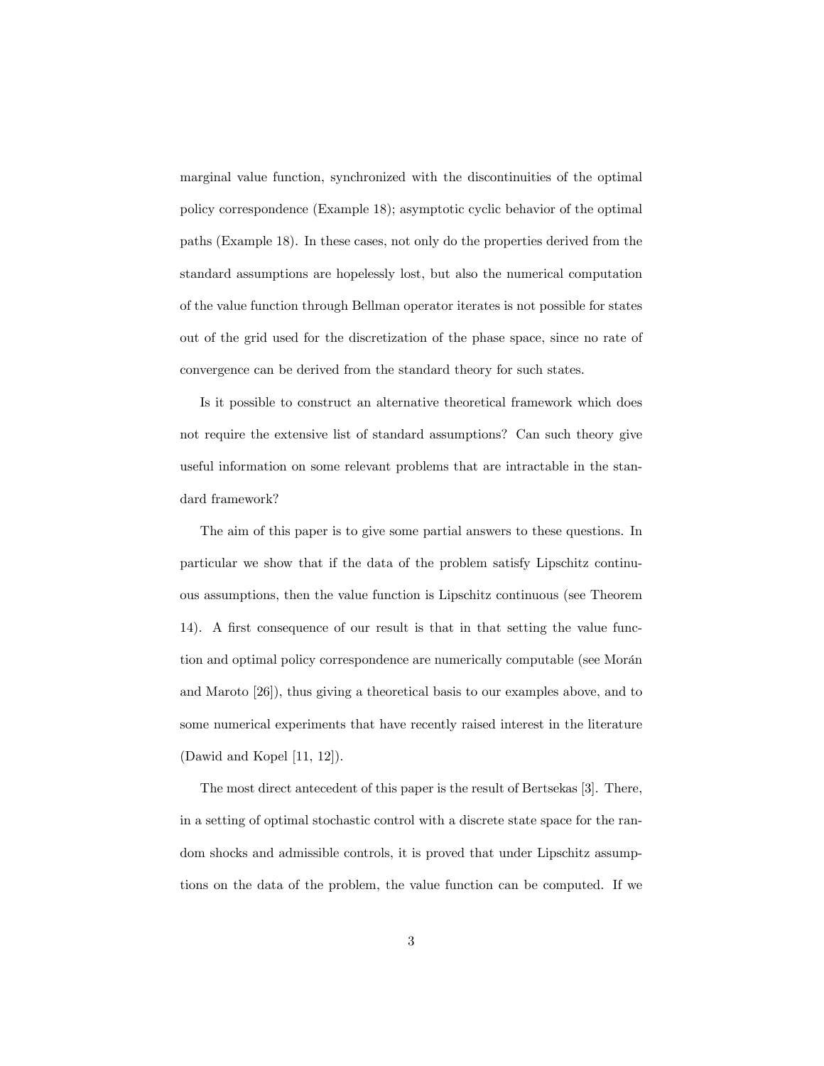marginal value function, synchronized with the discontinuities of the optimal policy correspondence (Example 18); asymptotic cyclic behavior of the optimal paths (Example 18). In these cases, not only do the properties derived from the standard assumptions are hopelessly lost, but also the numerical computation of the value function through Bellman operator iterates is not possible for states out of the grid used for the discretization of the phase space, since no rate of convergence can be derived from the standard theory for such states.

Is it possible to construct an alternative theoretical framework which does not require the extensive list of standard assumptions? Can such theory give useful information on some relevant problems that are intractable in the standard framework?

The aim of this paper is to give some partial answers to these questions. In particular we show that if the data of the problem satisfy Lipschitz continuous assumptions, then the value function is Lipschitz continuous (see Theorem 14). A first consequence of our result is that in that setting the value function and optimal policy correspondence are numerically computable (see Morán and Maroto [26]), thus giving a theoretical basis to our examples above, and to some numerical experiments that have recently raised interest in the literature (Dawid and Kopel [11, 12]).

The most direct antecedent of this paper is the result of Bertsekas [3]. There, in a setting of optimal stochastic control with a discrete state space for the random shocks and admissible controls, it is proved that under Lipschitz assumptions on the data of the problem, the value function can be computed. If we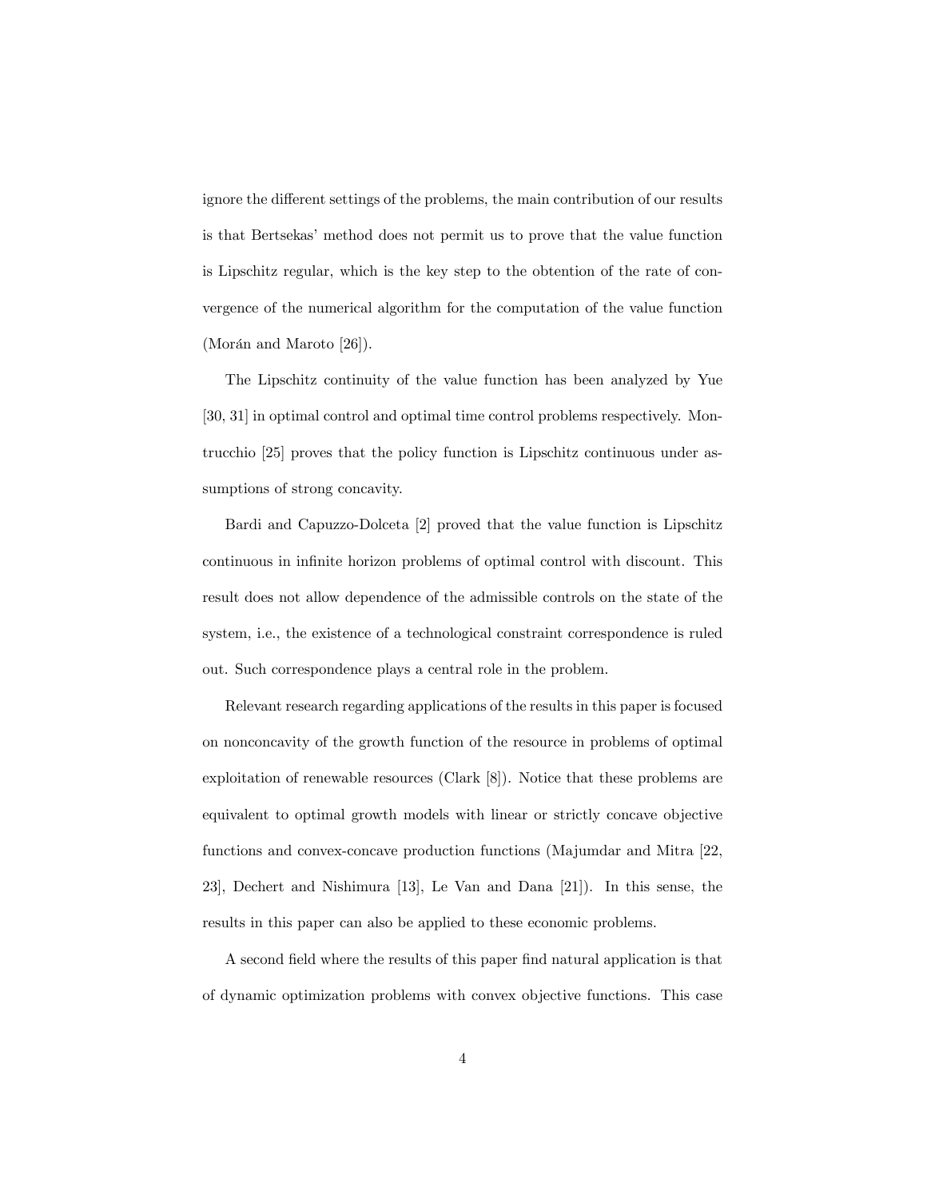ignore the different settings of the problems, the main contribution of our results is that Bertsekas' method does not permit us to prove that the value function is Lipschitz regular, which is the key step to the obtention of the rate of convergence of the numerical algorithm for the computation of the value function (Morán and Maroto [26]).

The Lipschitz continuity of the value function has been analyzed by Yue [30, 31] in optimal control and optimal time control problems respectively. Montrucchio [25] proves that the policy function is Lipschitz continuous under assumptions of strong concavity.

Bardi and Capuzzo-Dolceta [2] proved that the value function is Lipschitz continuous in infinite horizon problems of optimal control with discount. This result does not allow dependence of the admissible controls on the state of the system, i.e., the existence of a technological constraint correspondence is ruled out. Such correspondence plays a central role in the problem.

Relevant research regarding applications of the results in this paper is focused on nonconcavity of the growth function of the resource in problems of optimal exploitation of renewable resources (Clark [8]). Notice that these problems are equivalent to optimal growth models with linear or strictly concave objective functions and convex-concave production functions (Majumdar and Mitra [22, 23], Dechert and Nishimura [13], Le Van and Dana [21]). In this sense, the results in this paper can also be applied to these economic problems.

A second field where the results of this paper find natural application is that of dynamic optimization problems with convex objective functions. This case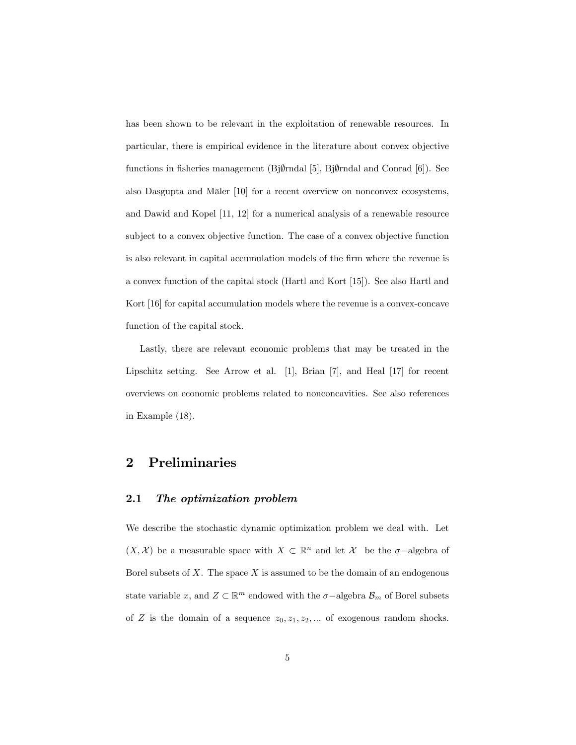has been shown to be relevant in the exploitation of renewable resources. In particular, there is empirical evidence in the literature about convex objective functions in fisheries management (Bj∅rndal [5], Bj∅rndal and Conrad [6]). See also Dasgupta and Mäler [10] for a recent overview on nonconvex ecosystems, and Dawid and Kopel [11, 12] for a numerical analysis of a renewable resource subject to a convex objective function. The case of a convex objective function is also relevant in capital accumulation models of the firm where the revenue is a convex function of the capital stock (Hartl and Kort [15]). See also Hartl and Kort [16] for capital accumulation models where the revenue is a convex-concave function of the capital stock.

Lastly, there are relevant economic problems that may be treated in the Lipschitz setting. See Arrow et al. [1], Brian [7], and Heal [17] for recent overviews on economic problems related to nonconcavities. See also references in Example (18).

# 2 Preliminaries

## 2.1 *The optimization problem*

We describe the stochastic dynamic optimization problem we deal with. Let $(X, \mathcal{X})$ be a measurable space with $X \subset \mathbb{R}^n$ and let $\mathcal{X}$ be the $\sigma-$algebra of Borel subsets of $X$. The space $X$ is assumed to be the domain of an endogenous state variable $x$, and $Z \subset \mathbb{R}^m$ endowed with the $\sigma-$algebra $\mathcal{B}_m$ of Borel subsets of $Z$ is the domain of a sequence $z_0, z_1, z_2, ...$ of exogenous random shocks.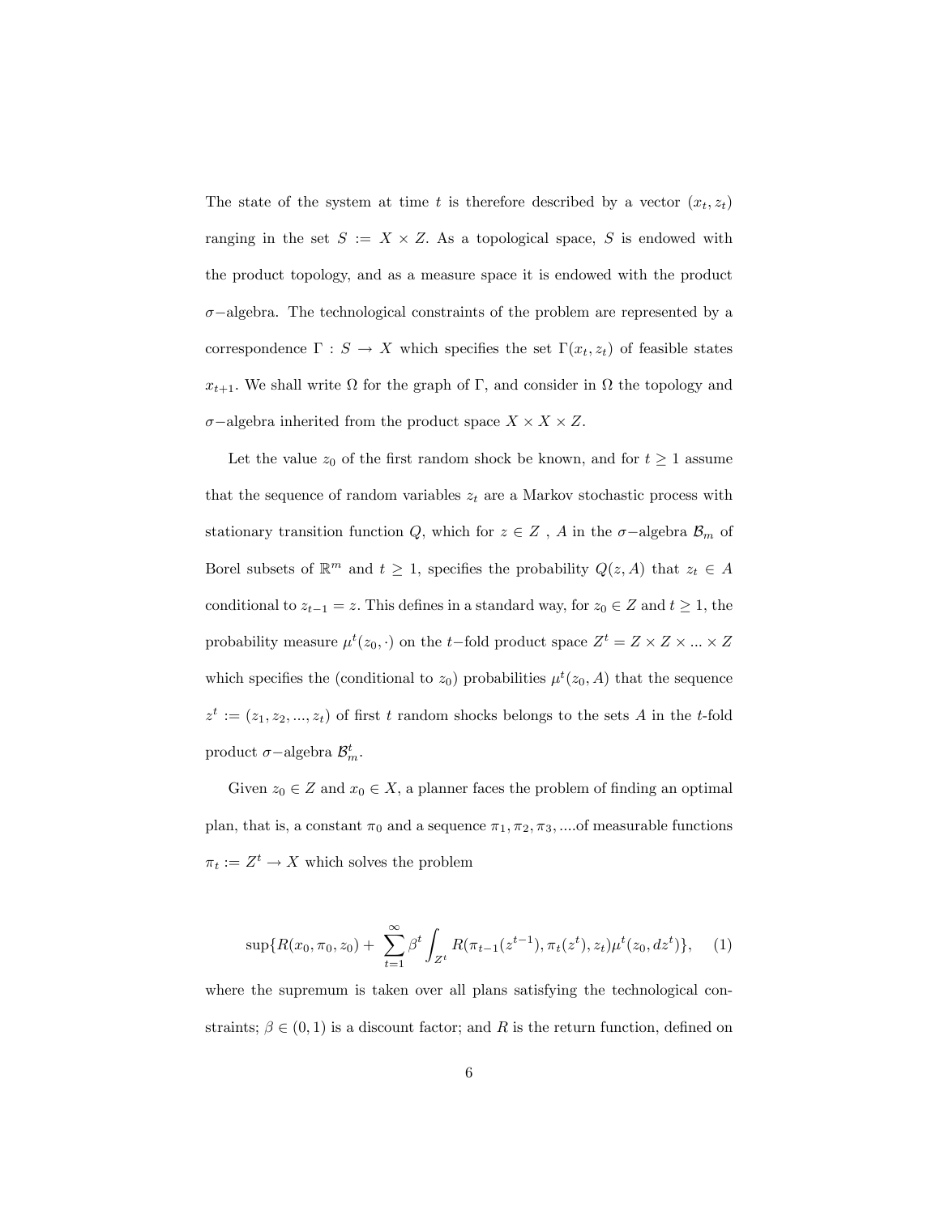The state of the system at time $t$ is therefore described by a vector $(x_t, z_t)$ ranging in the set $S := X \times Z$. As a topological space, $S$ is endowed with the product topology, and as a measure space it is endowed with the product $\sigma-$algebra. The technological constraints of the problem are represented by a correspondence $\Gamma : S \to X$ which specifies the set $\Gamma(x_t, z_t)$ of feasible states $x_{t+1}$. We shall write $\Omega$ for the graph of $\Gamma$, and consider in $\Omega$ the topology and $\sigma-$algebra inherited from the product space $X \times X \times Z$.

Let the value $z_0$ of the first random shock be known, and for $t \geq 1$ assume that the sequence of random variables $z_t$ are a Markov stochastic process with stationary transition function $Q$, which for $z \in Z$ , $A$ in the $\sigma-$algebra $\mathcal{B}_m$ of Borel subsets of $\mathbb{R}^m$ and $t \geq 1$, specifies the probability $Q(z, A)$ that $z_t \in A$ conditional to $z_{t-1} = z$. This defines in a standard way, for $z_0 \in Z$ and $t \geq 1$, the probability measure $\mu^t(z_0, \cdot)$ on the $t-$fold product space $Z^t = Z \times Z \times ... \times Z$ which specifies the (conditional to $z_0$) probabilities $\mu^t(z_0, A)$ that the sequence $z^t := (z_1, z_2, ..., z_t)$ of first $t$ random shocks belongs to the sets $A$ in the $t$-fold product $\sigma-$algebra $\mathcal{B}_m^t$.

Given $z_0 \in Z$ and $x_0 \in X$, a planner faces the problem of finding an optimal plan, that is, a constant $\pi_0$ and a sequence $\pi_1, \pi_2, \pi_3, ....$of measurable functions $\pi_t := Z^t \to X$ which solves the problem

$$\sup\{R(x_0, \pi_0, z_0) + \sum_{t=1}^{\infty} \beta^t \int_{Z^t} R(\pi_{t-1}(z^{t-1}), \pi_t(z^t), z_t) \mu^t(z_0, dz^t)\}, \quad (1)$$

where the supremum is taken over all plans satisfying the technological constraints; $\beta \in (0, 1)$ is a discount factor; and $R$ is the return function, defined on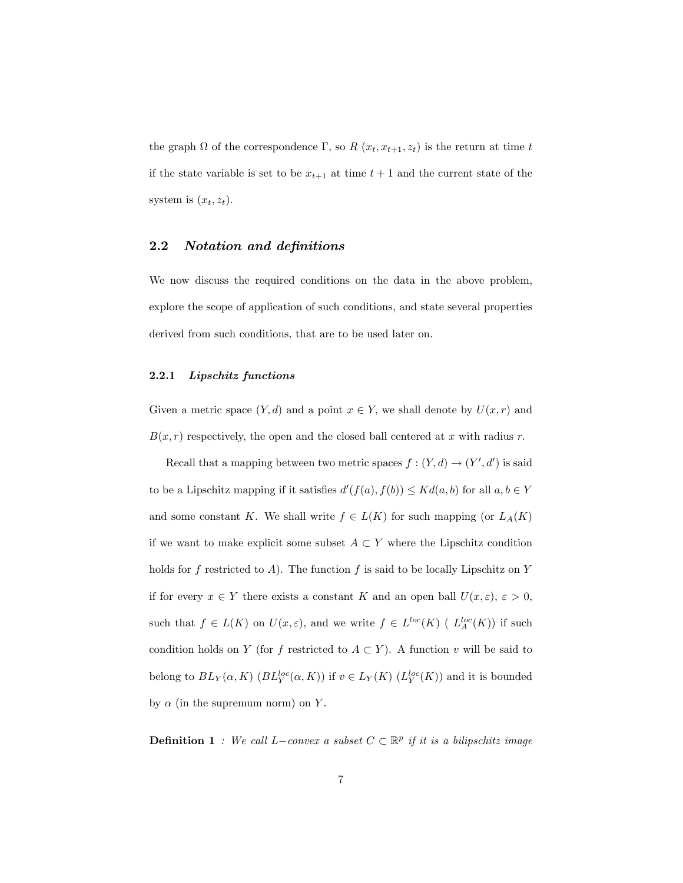the graph $\Omega$ of the correspondence $\Gamma$, so $R(x_t, x_{t+1}, z_t)$ is the return at time $t$ if the state variable is set to be $x_{t+1}$ at time $t+1$ and the current state of the system is $(x_t, z_t)$.

## 2.2 *Notation and definitions*

We now discuss the required conditions on the data in the above problem, explore the scope of application of such conditions, and state several properties derived from such conditions, that are to be used later on.

### 2.2.1 *Lipschitz functions*

Given a metric space $(Y, d)$ and a point $x \in Y$, we shall denote by $U(x, r)$ and $B(x, r)$ respectively, the open and the closed ball centered at $x$ with radius $r$.

Recall that a mapping between two metric spaces $f : (Y, d) \to (Y', d')$ is said to be a Lipschitz mapping if it satisfies $d'(f(a), f(b)) \leq K d(a, b)$ for all $a, b \in Y$ and some constant $K$. We shall write $f \in L(K)$ for such mapping (or $L_A(K)$ if we want to make explicit some subset $A \subset Y$ where the Lipschitz condition holds for $f$ restricted to $A$). The function $f$ is said to be locally Lipschitz on $Y$ if for every $x \in Y$ there exists a constant $K$ and an open ball $U(x, \varepsilon)$, $\varepsilon > 0$, such that $f \in L(K)$ on $U(x, \varepsilon)$, and we write $f \in L^{loc}(K)$ ( $L_A^{loc}(K)$) if such condition holds on $Y$ (for $f$ restricted to $A \subset Y$). A function $v$ will be said to belong to $BL_Y(\alpha, K)$ ($BL_Y^{loc}(\alpha, K)$) if $v \in L_Y(K)$ ($L_Y^{loc}(K)$) and it is bounded by $\alpha$ (in the supremum norm) on $Y$.

**Definition 1** *: We call $L-$convex a subset $C \subset \mathbb{R}^p$ if it is a bilipschitz image*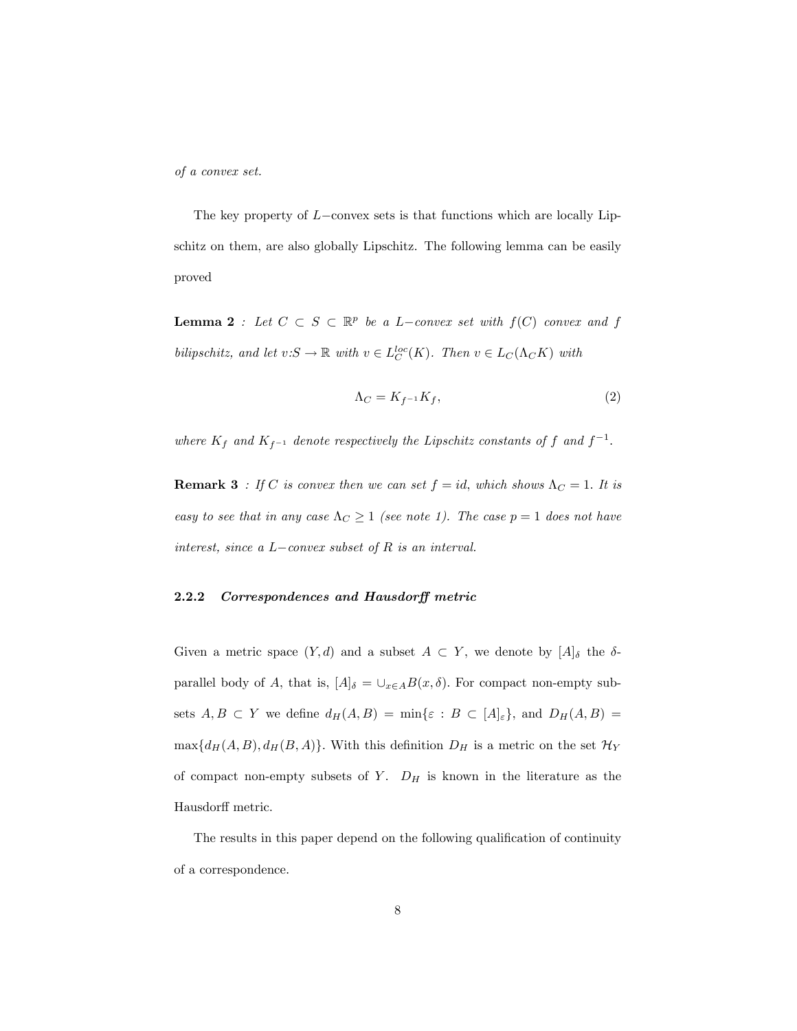*of a convex set.*

The key property of $L-$convex sets is that functions which are locally Lipschitz on them, are also globally Lipschitz. The following lemma can be easily proved

**Lemma 2** *: Let $C \subset S \subset \mathbb{R}^p$ be a $L-$convex set with $f(C)$ convex and $f$ bilipschitz, and let $v$:$S \to \mathbb{R}$ with $v \in L_C^{loc}(K)$. Then $v \in L_C(\Lambda_C K)$ with*

$$\Lambda_C = K_{f^{-1}} K_f, \tag{2}$$

*where $K_f$ and $K_{f^{-1}}$ denote respectively the Lipschitz constants of $f$ and $f^{-1}$.*

**Remark 3** *: If $C$ is convex then we can set $f = id$, which shows $\Lambda_C = 1$. It is easy to see that in any case $\Lambda_C \geq 1$ (see note 1). The case $p = 1$ does not have interest, since a $L-$convex subset of $R$ is an interval.*

#### 2.2.2 *Correspondences and Hausdorff metric*

Given a metric space $(Y, d)$ and a subset $A \subset Y$, we denote by $[A]_\delta$ the $\delta$-parallel body of $A$, that is, $[A]_\delta = \cup_{x \in A} B(x, \delta)$. For compact non-empty subsets $A, B \subset Y$ we define $d_H(A, B) = \min\{\varepsilon : B \subset [A]_\varepsilon\}$, and $D_H(A, B) = \max\{d_H(A, B), d_H(B, A)\}$. With this definition $D_H$ is a metric on the set $\mathcal{H}_Y$ of compact non-empty subsets of $Y$. $D_H$ is known in the literature as the Hausdorff metric.

The results in this paper depend on the following qualification of continuity of a correspondence.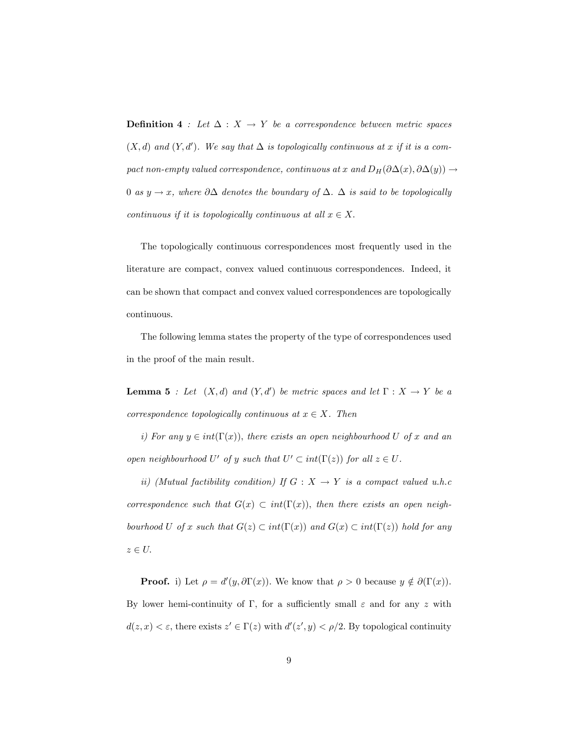**Definition 4** *: Let $\Delta : X \to Y$ be a correspondence between metric spaces $(X, d)$ and $(Y, d')$. We say that $\Delta$ is topologically continuous at $x$ if it is a compact non-empty valued correspondence, continuous at $x$ and $D_H(\partial\Delta(x), \partial\Delta(y)) \to 0$ as $y \to x$, where $\partial\Delta$ denotes the boundary of $\Delta$. $\Delta$ is said to be topologically continuous if it is topologically continuous at all $x \in X$.*

The topologically continuous correspondences most frequently used in the literature are compact, convex valued continuous correspondences. Indeed, it can be shown that compact and convex valued correspondences are topologically continuous.

The following lemma states the property of the type of correspondences used in the proof of the main result.

**Lemma 5** *: Let $(X, d)$ and $(Y, d')$ be metric spaces and let $\Gamma : X \to Y$ be a correspondence topologically continuous at $x \in X$. Then*

*i) For any $y \in int(\Gamma(x))$, there exists an open neighbourhood $U$ of $x$ and an open neighbourhood $U'$ of $y$ such that $U' \subset int(\Gamma(z))$ for all $z \in U$.*

*ii) (Mutual factibility condition) If $G : X \to Y$ is a compact valued u.h.c correspondence such that $G(x) \subset int(\Gamma(x))$, then there exists an open neighbourhood $U$ of $x$ such that $G(z) \subset int(\Gamma(x))$ and $G(x) \subset int(\Gamma(z))$ hold for any $z \in U$.*

**Proof.** i) Let $\rho = d'(y, \partial\Gamma(x))$. We know that $\rho > 0$ because $y \notin \partial(\Gamma(x))$. By lower hemi-continuity of $\Gamma$, for a sufficiently small $\varepsilon$ and for any $z$ with $d(z, x) < \varepsilon$, there exists $z' \in \Gamma(z)$ with $d'(z', y) < \rho/2$. By topological continuity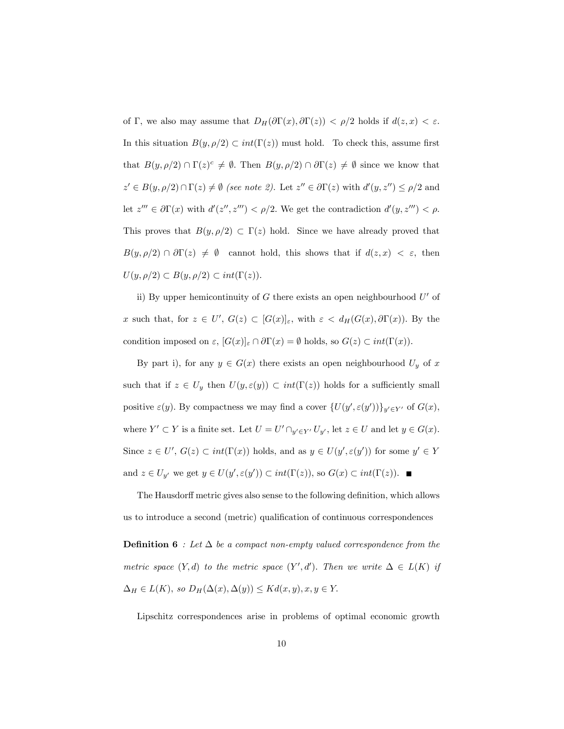of Γ, we also may assume that $D_H(\partial\Gamma(x), \partial\Gamma(z)) < \rho/2$ holds if $d(z, x) < \varepsilon$. In this situation $B(y, \rho/2) \subset int(\Gamma(z))$ must hold. To check this, assume first that $B(y, \rho/2) \cap \Gamma(z)^c \neq \emptyset$. Then $B(y, \rho/2) \cap \partial\Gamma(z) \neq \emptyset$ since we know that $z' \in B(y, \rho/2) \cap \Gamma(z) \neq \emptyset$ *(see note 2)*. Let $z'' \in \partial\Gamma(z)$ with $d'(y, z'') \leq \rho/2$ and let $z''' \in \partial\Gamma(x)$ with $d'(z'', z''') < \rho/2$. We get the contradiction $d'(y, z''') < \rho$. This proves that $B(y, \rho/2) \subset \Gamma(z)$ hold. Since we have already proved that $B(y, \rho/2) \cap \partial\Gamma(z) \neq \emptyset$ cannot hold, this shows that if $d(z, x) < \varepsilon$, then $U(y, \rho/2) \subset B(y, \rho/2) \subset int(\Gamma(z))$.

ii) By upper hemicontinuity of $G$ there exists an open neighbourhood $U'$ of $x$ such that, for $z \in U'$, $G(z) \subset [G(x)]_\varepsilon$, with $\varepsilon < d_H(G(x), \partial\Gamma(x))$. By the condition imposed on $\varepsilon$, $[G(x)]_\varepsilon \cap \partial\Gamma(x) = \emptyset$ holds, so $G(z) \subset int(\Gamma(x))$.

By part i), for any $y \in G(x)$ there exists an open neighbourhood $U_y$ of $x$ such that if $z \in U_y$ then $U(y, \varepsilon(y)) \subset int(\Gamma(z))$ holds for a sufficiently small positive $\varepsilon(y)$. By compactness we may find a cover $\{U(y', \varepsilon(y'))\}_{y' \in Y'}$ of $G(x)$, where $Y' \subset Y$ is a finite set. Let $U = U' \cap_{y' \in Y'} U_{y'}$, let $z \in U$ and let $y \in G(x)$. Since $z \in U'$, $G(z) \subset int(\Gamma(x))$ holds, and as $y \in U(y', \varepsilon(y'))$ for some $y' \in Y$ and $z \in U_{y'}$ we get $y \in U(y', \varepsilon(y')) \subset int(\Gamma(z))$, so $G(x) \subset int(\Gamma(z))$. ■

The Hausdorff metric gives also sense to the following definition, which allows us to introduce a second (metric) qualification of continuous correspondences

**Definition 6** *: Let $\Delta$ be a compact non-empty valued correspondence from the metric space $(Y, d)$ to the metric space $(Y', d')$. Then we write $\Delta \in L(K)$ if $\Delta_H \in L(K)$, so $D_H(\Delta(x), \Delta(y)) \leq K d(x, y), x, y \in Y$.*

Lipschitz correspondences arise in problems of optimal economic growth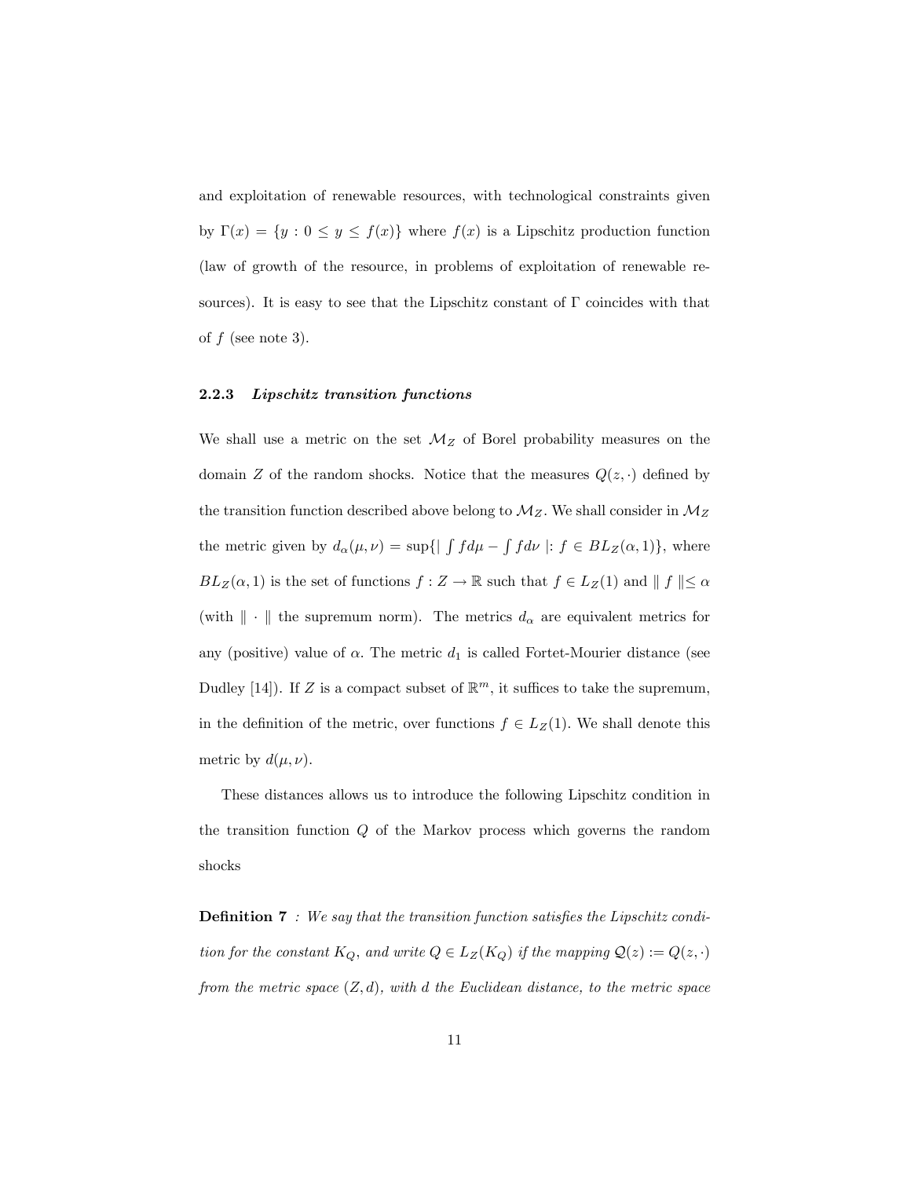and exploitation of renewable resources, with technological constraints given by $\Gamma(x) = \{y : 0 \leq y \leq f(x)\}$ where $f(x)$ is a Lipschitz production function (law of growth of the resource, in problems of exploitation of renewable resources). It is easy to see that the Lipschitz constant of $\Gamma$ coincides with that of $f$ (see note 3).

### 2.2.3 *Lipschitz transition functions*

We shall use a metric on the set $\mathcal{M}_Z$ of Borel probability measures on the domain $Z$ of the random shocks. Notice that the measures $Q(z, \cdot)$ defined by the transition function described above belong to $\mathcal{M}_Z$. We shall consider in $\mathcal{M}_Z$ the metric given by $d_\alpha(\mu, \nu) = \sup\{| \int f d\mu - \int f d\nu | : f \in BL_Z(\alpha, 1)\}$, where $BL_Z(\alpha, 1)$ is the set of functions $f : Z \to \mathbb{R}$ such that $f \in L_Z(1)$ and $\| f \| \leq \alpha$ (with $\| \cdot \|$ the supremum norm). The metrics $d_\alpha$ are equivalent metrics for any (positive) value of $\alpha$. The metric $d_1$ is called Fortet-Mourier distance (see Dudley [14]). If $Z$ is a compact subset of $\mathbb{R}^m$, it suffices to take the supremum, in the definition of the metric, over functions $f \in L_Z(1)$. We shall denote this metric by $d(\mu, \nu)$.

These distances allows us to introduce the following Lipschitz condition in the transition function $Q$ of the Markov process which governs the random shocks

**Definition 7** *: We say that the transition function satisfies the Lipschitz condition for the constant $K_Q$, and write $Q \in L_Z(K_Q)$ if the mapping $\mathcal{Q}(z) := Q(z, \cdot)$ from the metric space $(Z, d)$, with $d$ the Euclidean distance, to the metric space*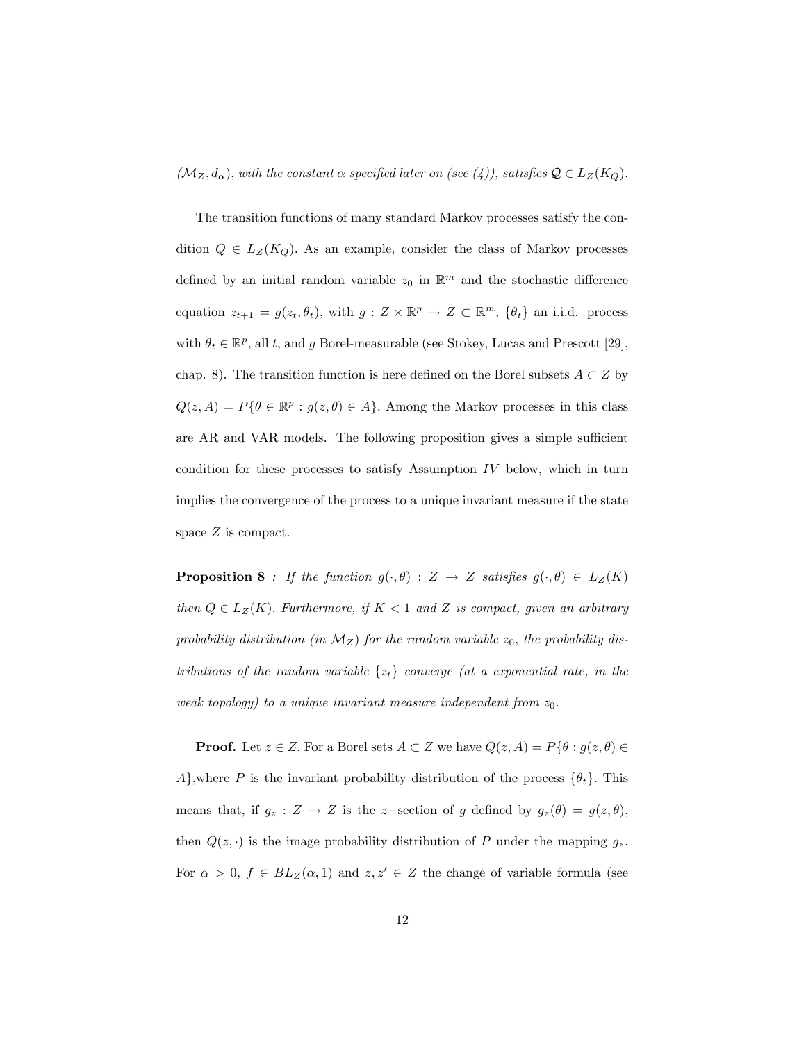*$(\mathcal{M}_Z, d_\alpha)$, with the constant $\alpha$ specified later on (see (4)), satisfies $\mathcal{Q} \in L_Z(K_Q)$.*

The transition functions of many standard Markov processes satisfy the condition $Q \in L_Z(K_Q)$. As an example, consider the class of Markov processes defined by an initial random variable $z_0$ in $\mathbb{R}^m$ and the stochastic difference equation $z_{t+1} = g(z_t, \theta_t)$, with $g : Z \times \mathbb{R}^p \to Z \subset \mathbb{R}^m$, $\{\theta_t\}$ an i.i.d. process with $\theta_t \in \mathbb{R}^p$, all $t$, and $g$ Borel-measurable (see Stokey, Lucas and Prescott [29], chap. 8). The transition function is here defined on the Borel subsets $A \subset Z$ by $Q(z, A) = P\{\theta \in \mathbb{R}^p : g(z, \theta) \in A\}$. Among the Markov processes in this class are AR and VAR models. The following proposition gives a simple sufficient condition for these processes to satisfy Assumption $IV$ below, which in turn implies the convergence of the process to a unique invariant measure if the state space $Z$ is compact.

**Proposition 8** *: If the function $g(\cdot, \theta) : Z \to Z$ satisfies $g(\cdot, \theta) \in L_Z(K)$ then $Q \in L_Z(K)$. Furthermore, if $K < 1$ and $Z$ is compact, given an arbitrary probability distribution (in $\mathcal{M}_Z$) for the random variable $z_0$, the probability distributions of the random variable $\{z_t\}$ converge (at a exponential rate, in the weak topology) to a unique invariant measure independent from $z_0$.*

**Proof.** Let $z \in Z$. For a Borel sets $A \subset Z$ we have $Q(z, A) = P\{\theta : g(z, \theta) \in A\}$,where $P$ is the invariant probability distribution of the process $\{\theta_t\}$. This means that, if $g_z : Z \to Z$ is the $z-$section of $g$ defined by $g_z(\theta) = g(z, \theta)$, then $Q(z, \cdot)$ is the image probability distribution of $P$ under the mapping $g_z$. For $\alpha > 0$, $f \in BL_Z(\alpha, 1)$ and $z, z' \in Z$ the change of variable formula (see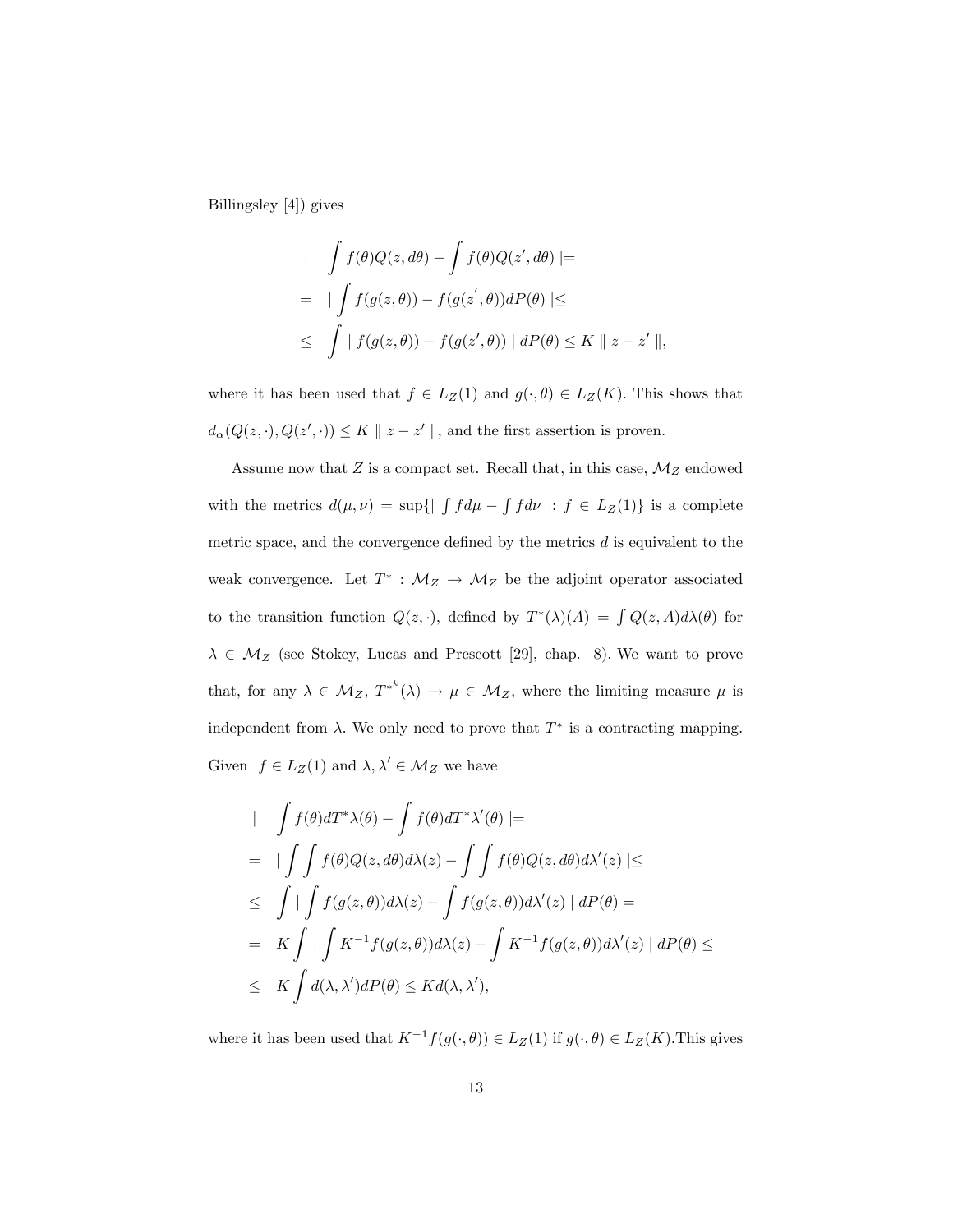Billingsley [4]) gives

$$
\begin{aligned}
& \mid \int f(\theta)Q(z,d\theta) - \int f(\theta)Q(z',d\theta) \mid = \\
= & \mid \int f(g(z,\theta)) - f(g(z',\theta))dP(\theta) \mid \leq \\
\leq & \int \mid f(g(z,\theta)) - f(g(z',\theta)) \mid dP(\theta) \leq K \parallel z - z' \parallel,
\end{aligned}
$$

where it has been used that $f \in L_Z(1)$ and $g(\cdot,\theta) \in L_Z(K)$. This shows that $d_\alpha(Q(z,\cdot),Q(z',\cdot)) \leq K \parallel z - z' \parallel$, and the first assertion is proven.

Assume now that $Z$ is a compact set. Recall that, in this case, $\mathcal{M}_Z$ endowed with the metrics $d(\mu,\nu) = \sup\{\mid \int f d\mu - \int f d\nu \mid : f \in L_Z(1)\}$ is a complete metric space, and the convergence defined by the metrics $d$ is equivalent to the weak convergence. Let $T^* : \mathcal{M}_Z \to \mathcal{M}_Z$ be the adjoint operator associated to the transition function $Q(z,\cdot)$, defined by $T^*(\lambda)(A) = \int Q(z,A)d\lambda(\theta)$ for $\lambda \in \mathcal{M}_Z$ (see Stokey, Lucas and Prescott [29], chap. 8). We want to prove that, for any $\lambda \in \mathcal{M}_Z$, $T^{*^k}(\lambda) \to \mu \in \mathcal{M}_Z$, where the limiting measure $\mu$ is independent from $\lambda$. We only need to prove that $T^*$ is a contracting mapping. Given $f \in L_Z(1)$ and $\lambda,\lambda' \in \mathcal{M}_Z$ we have

$$
\begin{aligned}
& \mid \int f(\theta)dT^*\lambda(\theta) - \int f(\theta)dT^*\lambda'(\theta) \mid = \\
= & \mid \int \int f(\theta)Q(z,d\theta)d\lambda(z) - \int \int f(\theta)Q(z,d\theta)d\lambda'(z) \mid \leq \\
\leq & \int \mid \int f(g(z,\theta))d\lambda(z) - \int f(g(z,\theta))d\lambda'(z) \mid dP(\theta) = \\
= & K \int \mid \int K^{-1}f(g(z,\theta))d\lambda(z) - \int K^{-1}f(g(z,\theta))d\lambda'(z) \mid dP(\theta) \leq \\
\leq & K \int d(\lambda,\lambda')dP(\theta) \leq Kd(\lambda,\lambda'),
\end{aligned}
$$

where it has been used that $K^{-1}f(g(\cdot,\theta)) \in L_Z(1)$ if $g(\cdot,\theta) \in L_Z(K)$.This gives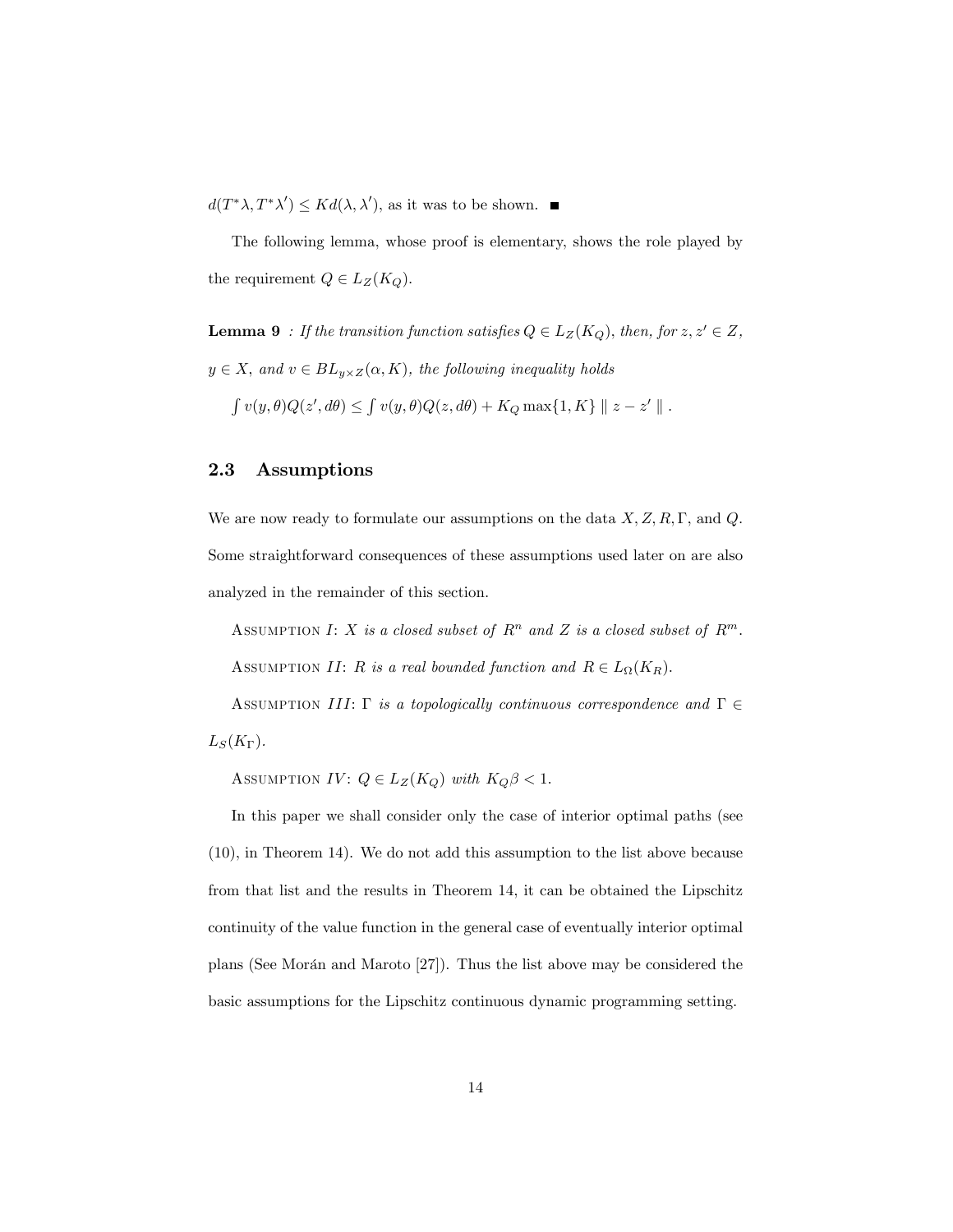$d(T^*\lambda, T^*\lambda') \leq Kd(\lambda, \lambda')$, as it was to be shown. ■

The following lemma, whose proof is elementary, shows the role played by the requirement $Q \in L_Z(K_Q)$.

**Lemma 9** *: If the transition function satisfies $Q \in L_Z(K_Q)$, then, for $z, z' \in Z$, $y \in X$, and $v \in BL_{y \times Z}(\alpha, K)$, the following inequality holds*

$\int v(y, \theta)Q(z', d\theta) \leq \int v(y, \theta)Q(z, d\theta) + K_Q \max\{1, K\} \parallel z - z' \parallel .$

### 2.3 Assumptions

We are now ready to formulate our assumptions on the data $X, Z, R, \Gamma$, and $Q$. Some straightforward consequences of these assumptions used later on are also analyzed in the remainder of this section.

Assumption *I*: *$X$ is a closed subset of $R^n$ and $Z$ is a closed subset of $R^m$.*

Assumption *II*: *$R$ is a real bounded function and $R \in L_\Omega(K_R)$.*

Assumption *III*: *$\Gamma$ is a topologically continuous correspondence and $\Gamma \in L_S(K_\Gamma)$.*

Assumption *IV*: *$Q \in L_Z(K_Q)$ with $K_Q\beta < 1$.*

In this paper we shall consider only the case of interior optimal paths (see (10), in Theorem 14). We do not add this assumption to the list above because from that list and the results in Theorem 14, it can be obtained the Lipschitz continuity of the value function in the general case of eventually interior optimal plans (See Morán and Maroto [27]). Thus the list above may be considered the basic assumptions for the Lipschitz continuous dynamic programming setting.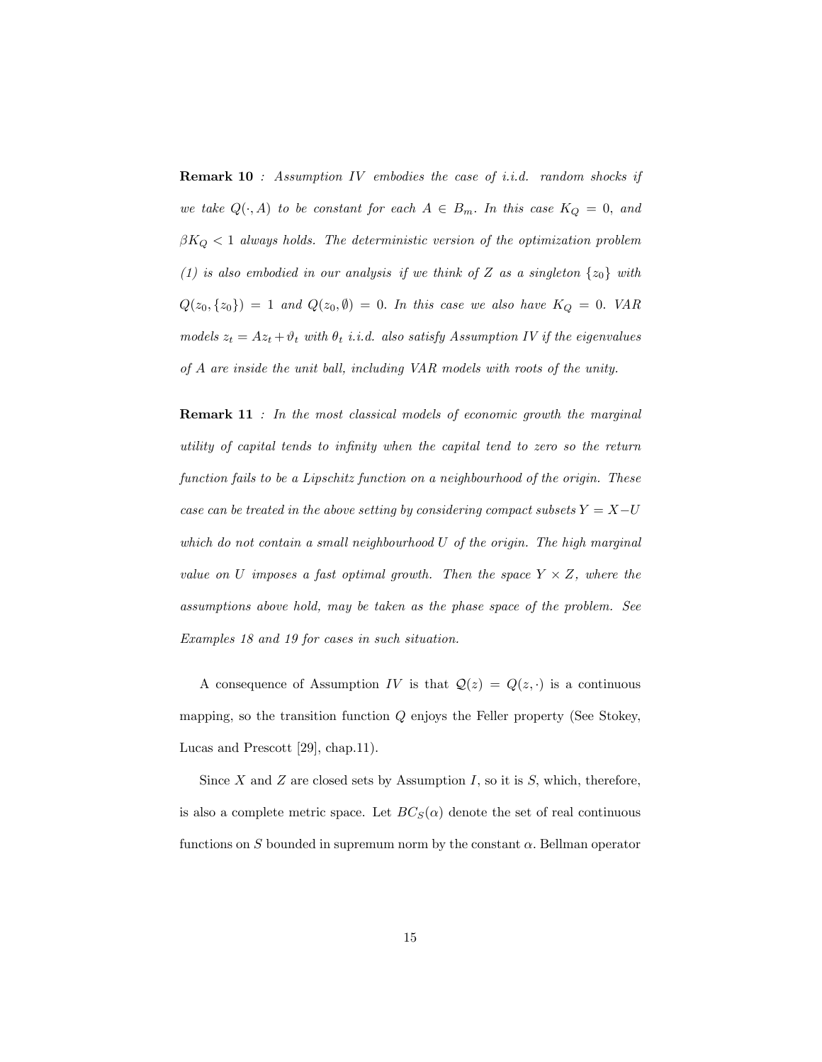**Remark 10** *: Assumption IV embodies the case of i.i.d. random shocks if we take $Q(\cdot, A)$ to be constant for each $A \in B_m$. In this case $K_Q = 0$, and $\beta K_Q < 1$ always holds. The deterministic version of the optimization problem (1) is also embodied in our analysis if we think of $Z$ as a singleton $\{z_0\}$ with $Q(z_0, \{z_0\}) = 1$ and $Q(z_0, \emptyset) = 0$. In this case we also have $K_Q = 0$. VAR models $z_t = Az_t + \vartheta_t$ with $\theta_t$ i.i.d. also satisfy Assumption IV if the eigenvalues of $A$ are inside the unit ball, including VAR models with roots of the unity.*

**Remark 11** *: In the most classical models of economic growth the marginal utility of capital tends to infinity when the capital tend to zero so the return function fails to be a Lipschitz function on a neighbourhood of the origin. These case can be treated in the above setting by considering compact subsets $Y = X - U$ which do not contain a small neighbourhood $U$ of the origin. The high marginal value on $U$ imposes a fast optimal growth. Then the space $Y \times Z$, where the assumptions above hold, may be taken as the phase space of the problem. See Examples 18 and 19 for cases in such situation.*

A consequence of Assumption $IV$ is that $\mathcal{Q}(z) = Q(z, \cdot)$ is a continuous mapping, so the transition function $Q$ enjoys the Feller property (See Stokey, Lucas and Prescott [29], chap.11).

Since $X$ and $Z$ are closed sets by Assumption $I$, so it is $S$, which, therefore, is also a complete metric space. Let $BC_S(\alpha)$ denote the set of real continuous functions on $S$ bounded in supremum norm by the constant $\alpha$. Bellman operator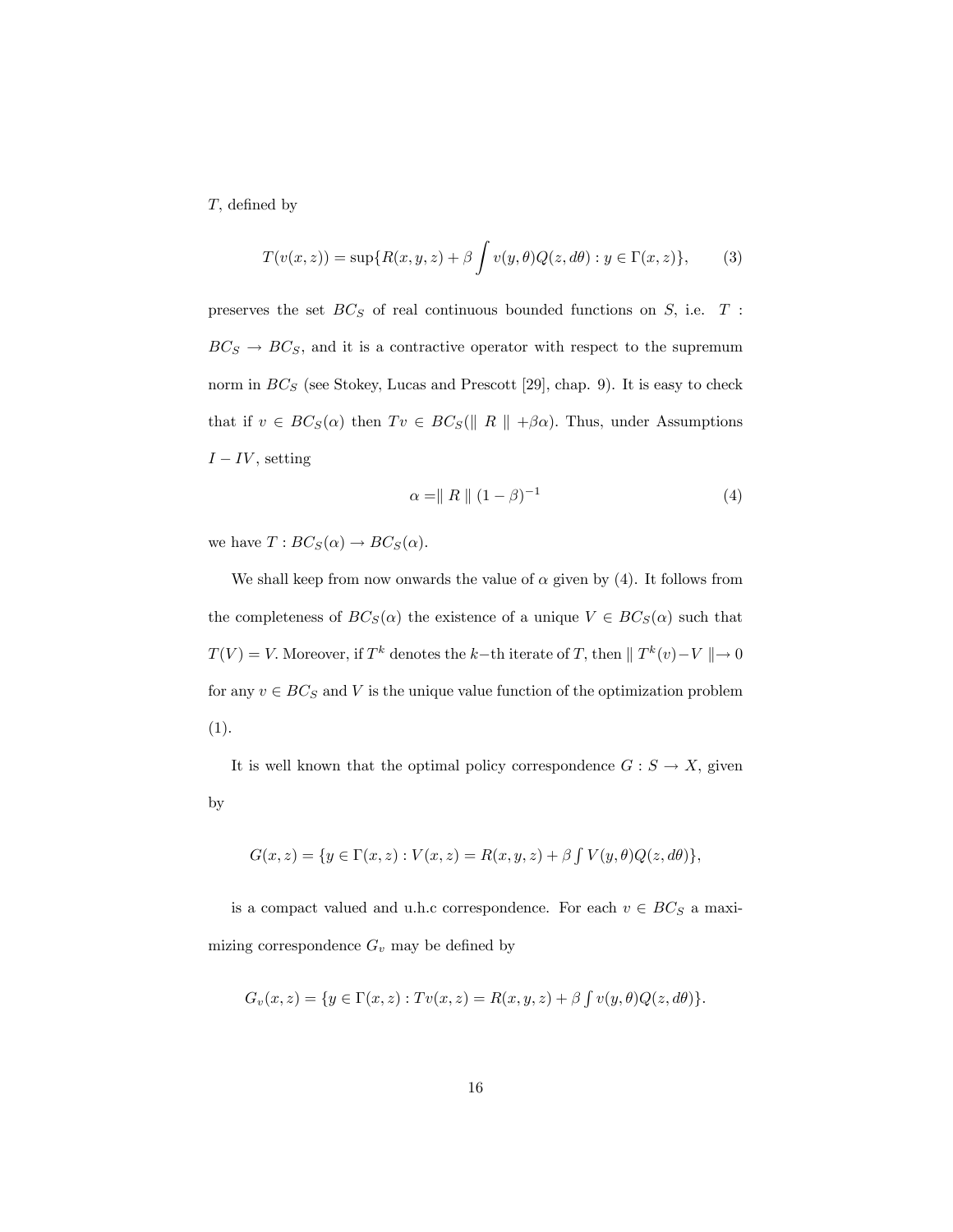$T$, defined by

$$T(v(x,z)) = \sup\{R(x,y,z) + \beta \int v(y,\theta)Q(z,d\theta) : y \in \Gamma(x,z)\}, \tag{3}$$

preserves the set $BC_S$ of real continuous bounded functions on $S$, i.e. $T : BC_S \to BC_S$, and it is a contractive operator with respect to the supremum norm in $BC_S$ (see Stokey, Lucas and Prescott [29], chap. 9). It is easy to check that if $v \in BC_S(\alpha)$ then $Tv \in BC_S(\| R \| + \beta\alpha)$. Thus, under Assumptions $I - IV$, setting

$$\alpha = \| R \| (1-\beta)^{-1} \tag{4}$$

we have $T : BC_S(\alpha) \to BC_S(\alpha)$.

We shall keep from now onwards the value of $\alpha$ given by (4). It follows from the completeness of $BC_S(\alpha)$ the existence of a unique $V \in BC_S(\alpha)$ such that $T(V) = V$. Moreover, if $T^k$ denotes the $k-$th iterate of $T$, then $\| T^k(v) - V \| \to 0$ for any $v \in BC_S$ and $V$ is the unique value function of the optimization problem (1).

It is well known that the optimal policy correspondence $G : S \to X$, given by

$$G(x,z) = \{y \in \Gamma(x,z) : V(x,z) = R(x,y,z) + \beta \textstyle\int V(y,\theta)Q(z,d\theta)\},$$

is a compact valued and u.h.c correspondence. For each $v \in BC_S$ a maximizing correspondence $G_v$ may be defined by

$$G_v(x,z) = \{y \in \Gamma(x,z) : Tv(x,z) = R(x,y,z) + \beta \textstyle\int v(y,\theta)Q(z,d\theta)\}.$$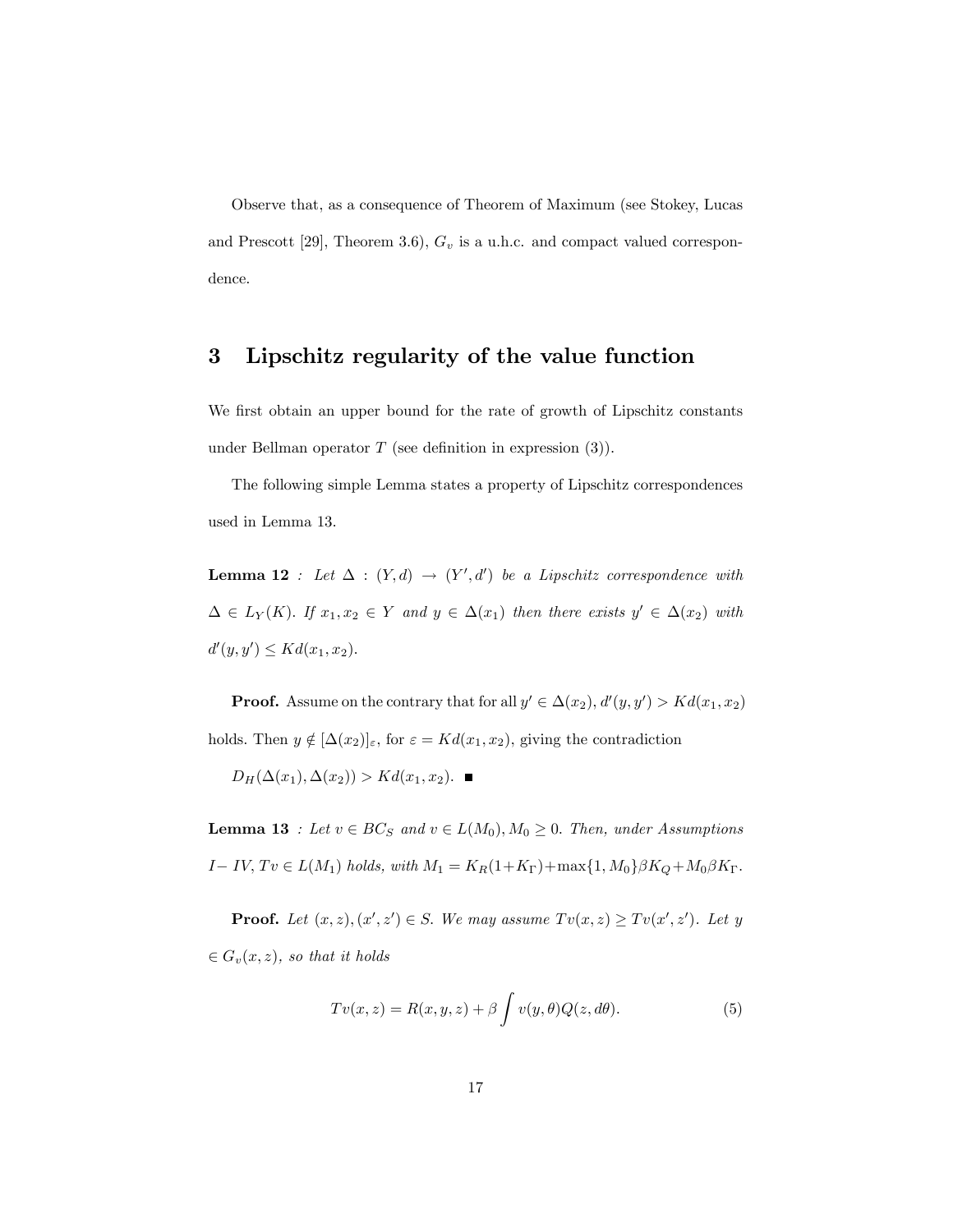Observe that, as a consequence of Theorem of Maximum (see Stokey, Lucas and Prescott [29], Theorem 3.6), $G_v$ is a u.h.c. and compact valued correspondence.

## 3 Lipschitz regularity of the value function

We first obtain an upper bound for the rate of growth of Lipschitz constants under Bellman operator $T$ (see definition in expression (3)).

The following simple Lemma states a property of Lipschitz correspondences used in Lemma 13.

**Lemma 12** *: Let $\Delta : (Y, d) \to (Y', d')$ be a Lipschitz correspondence with $\Delta \in L_Y(K)$. If $x_1, x_2 \in Y$ and $y \in \Delta(x_1)$ then there exists $y' \in \Delta(x_2)$ with $d'(y, y') \leq Kd(x_1, x_2)$.*

**Proof.** Assume on the contrary that for all $y' \in \Delta(x_2)$, $d'(y, y') > Kd(x_1, x_2)$ holds. Then $y \notin [\Delta(x_2)]_\varepsilon$, for $\varepsilon = Kd(x_1, x_2)$, giving the contradiction

$D_H(\Delta(x_1), \Delta(x_2)) > Kd(x_1, x_2)$. ■

**Lemma 13** *: Let $v \in BC_S$ and $v \in L(M_0)$, $M_0 \geq 0$. Then, under Assumptions I− IV, $Tv \in L(M_1)$ holds, with $M_1 = K_R(1+K_\Gamma)+\max\{1, M_0\}\beta K_Q + M_0\beta K_\Gamma$.*

**Proof.** *Let $(x, z), (x', z') \in S$. We may assume $Tv(x, z) \geq Tv(x', z')$. Let $y \in G_v(x, z)$, so that it holds*

$$Tv(x, z) = R(x, y, z) + \beta \int v(y, \theta) Q(z, d\theta). \tag{5}$$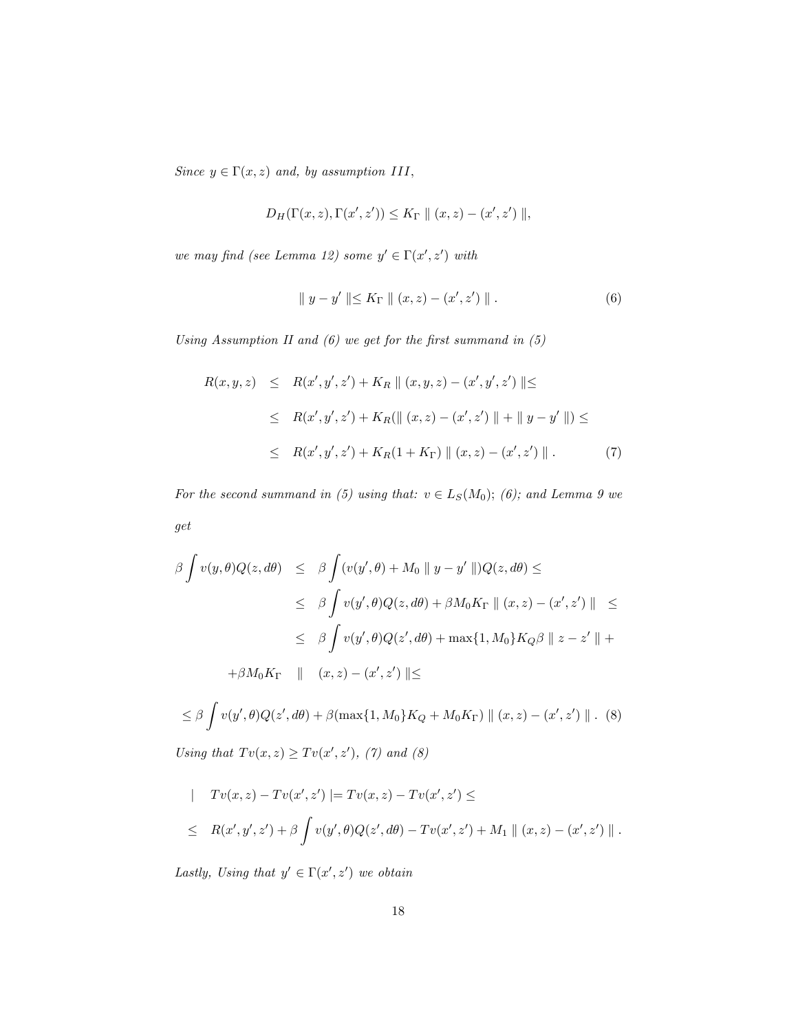*Since $y \in \Gamma(x, z)$ and, by assumption III,*

$$D_H(\Gamma(x,z), \Gamma(x',z')) \leq K_\Gamma \parallel (x,z) - (x',z') \parallel,$$

*we may find (see Lemma 12) some $y' \in \Gamma(x', z')$ with*

$$\parallel y - y' \parallel \leq K_\Gamma \parallel (x,z) - (x',z') \parallel . \tag{6}$$

*Using Assumption II and (6) we get for the first summand in (5)*

$$\begin{aligned}
R(x,y,z) &\leq R(x',y',z') + K_R \parallel (x,y,z) - (x',y',z') \parallel \leq \\
&\leq R(x',y',z') + K_R(\parallel (x,z) - (x',z') \parallel + \parallel y - y' \parallel) \leq \\
&\leq R(x',y',z') + K_R(1 + K_\Gamma) \parallel (x,z) - (x',z') \parallel . 
\end{aligned} \tag{7}$$

*For the second summand in (5) using that: $v \in L_S(M_0)$; (6); and Lemma 9 we get*

$$\begin{aligned}
\beta \int v(y,\theta) Q(z, d\theta) &\leq \beta \int (v(y',\theta) + M_0 \parallel y - y' \parallel) Q(z, d\theta) \leq \\
&\leq \beta \int v(y',\theta) Q(z, d\theta) + \beta M_0 K_\Gamma \parallel (x,z) - (x',z') \parallel \leq \\
&\leq \beta \int v(y',\theta) Q(z', d\theta) + \max\{1, M_0\} K_Q \beta \parallel z - z' \parallel + \\
&\quad + \beta M_0 K_\Gamma \parallel (x,z) - (x',z') \parallel \leq
\end{aligned}$$

$$\leq \beta \int v(y',\theta) Q(z', d\theta) + \beta(\max\{1, M_0\} K_Q + M_0 K_\Gamma) \parallel (x,z) - (x',z') \parallel . \tag{8}$$

*Using that $Tv(x,z) \geq Tv(x',z')$, (7) and (8)*

$$\begin{aligned}
&| \quad Tv(x,z) - Tv(x',z') | = Tv(x,z) - Tv(x',z') \leq \\
&\leq \quad R(x',y',z') + \beta \int v(y',\theta) Q(z', d\theta) - Tv(x',z') + M_1 \parallel (x,z) - (x',z') \parallel .
\end{aligned}$$

*Lastly, Using that $y' \in \Gamma(x', z')$ we obtain*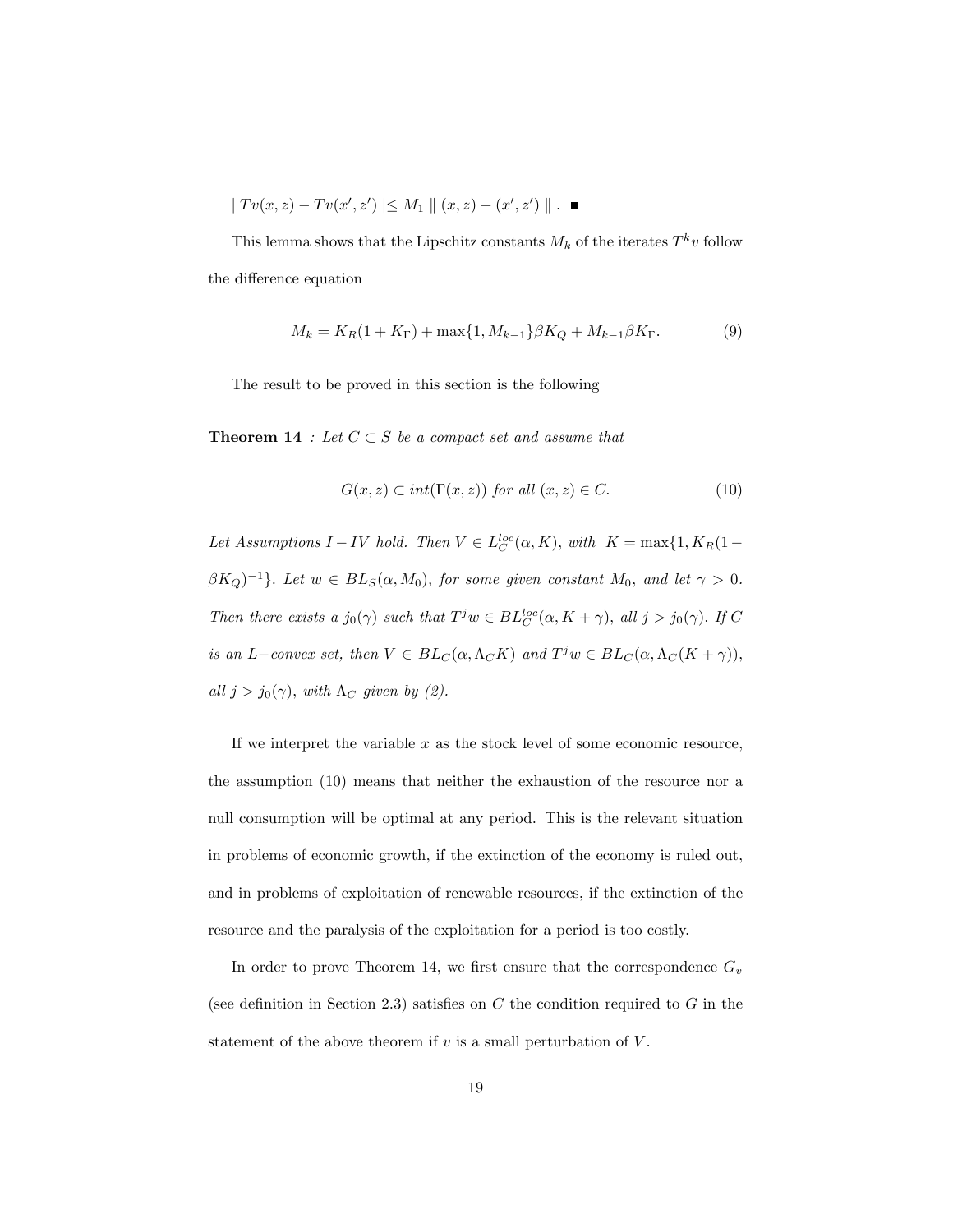$| Tv(x,z) - Tv(x',z') | \leq M_1 \parallel (x,z) - (x',z') \parallel$ . ∎

This lemma shows that the Lipschitz constants $M_k$ of the iterates $T^k v$ follow the difference equation

$$M_k = K_R(1 + K_\Gamma) + \max\{1, M_{k-1}\}\beta K_Q + M_{k-1}\beta K_\Gamma. \tag{9}$$

The result to be proved in this section is the following

**Theorem 14** *: Let $C \subset S$ be a compact set and assume that*

$$G(x,z) \subset int(\Gamma(x,z)) \text{ for all } (x,z) \in C. \tag{10}$$

*Let Assumptions $I - IV$ hold. Then $V \in L_C^{loc}(\alpha, K)$, with $K = \max\{1, K_R(1 - \beta K_Q)^{-1}\}$. Let $w \in BL_S(\alpha, M_0)$, for some given constant $M_0$, and let $\gamma > 0$. Then there exists a $j_0(\gamma)$ such that $T^j w \in BL_C^{loc}(\alpha, K + \gamma)$, all $j > j_0(\gamma)$. If $C$ is an $L-$convex set, then $V \in BL_C(\alpha, \Lambda_C K)$ and $T^j w \in BL_C(\alpha, \Lambda_C(K + \gamma))$, all $j > j_0(\gamma)$, with $\Lambda_C$ given by (2).*

If we interpret the variable $x$ as the stock level of some economic resource, the assumption (10) means that neither the exhaustion of the resource nor a null consumption will be optimal at any period. This is the relevant situation in problems of economic growth, if the extinction of the economy is ruled out, and in problems of exploitation of renewable resources, if the extinction of the resource and the paralysis of the exploitation for a period is too costly.

In order to prove Theorem 14, we first ensure that the correspondence $G_v$ (see definition in Section 2.3) satisfies on $C$ the condition required to $G$ in the statement of the above theorem if $v$ is a small perturbation of $V$.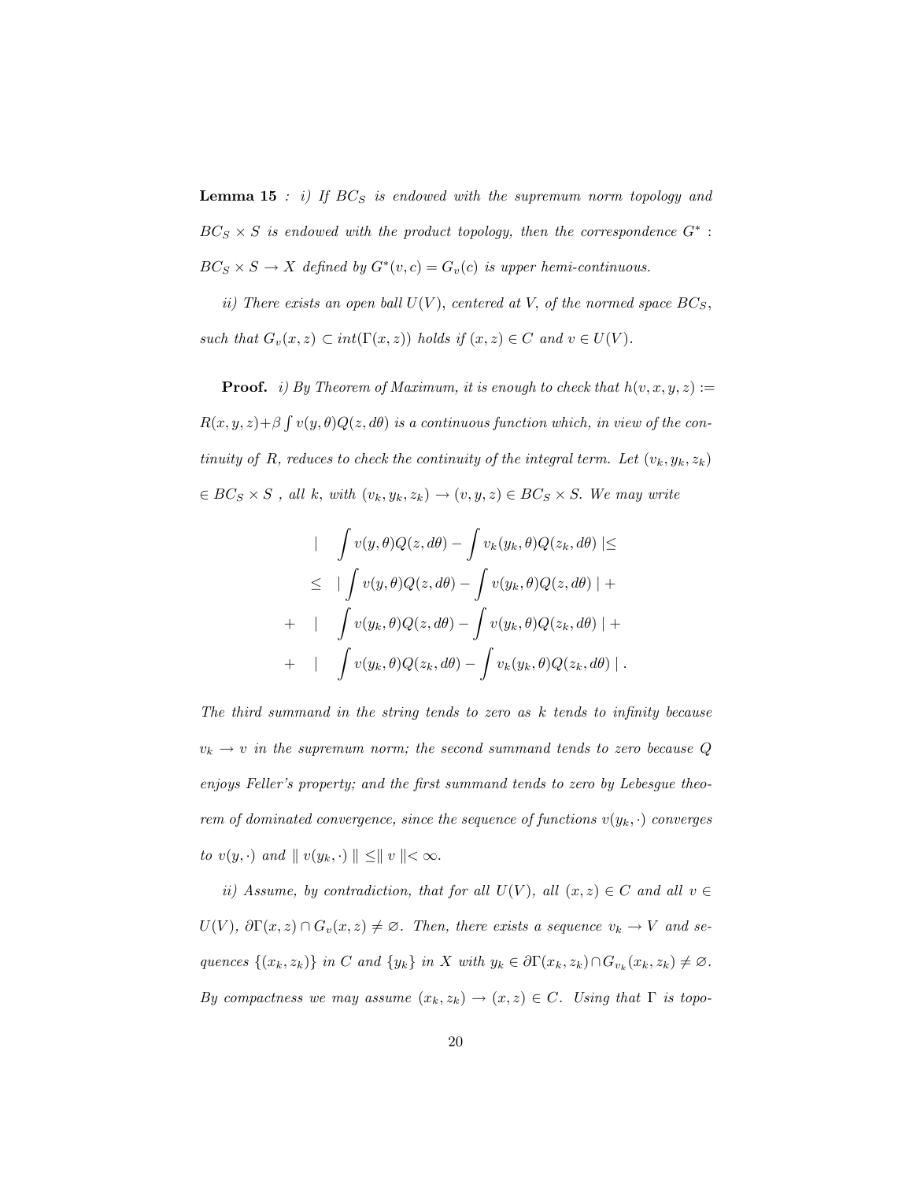**Lemma 15** *: i) If $BC_S$ is endowed with the supremum norm topology and $BC_S \times S$ is endowed with the product topology, then the correspondence $G^* : BC_S \times S \to X$ defined by $G^*(v,c) = G_v(c)$ is upper hemi-continuous.*

*ii) There exists an open ball $U(V)$, centered at $V$, of the normed space $BC_S$, such that $G_v(x,z) \subset int(\Gamma(x,z))$ holds if $(x,z) \in C$ and $v \in U(V)$.*

**Proof.** *i) By Theorem of Maximum, it is enough to check that $h(v,x,y,z) := R(x,y,z)+\beta \int v(y,\theta)Q(z,d\theta)$ is a continuous function which, in view of the continuity of $R$, reduces to check the continuity of the integral term. Let $(v_k, y_k, z_k) \in BC_S \times S$ , all $k$, with $(v_k, y_k, z_k) \to (v, y, z) \in BC_S \times S$. We may write*

$$
\begin{aligned}
& \left| \int v(y,\theta)Q(z,d\theta) - \int v_k(y_k,\theta)Q(z_k,d\theta) \right| \leq \\
\leq & \left| \int v(y,\theta)Q(z,d\theta) - \int v(y_k,\theta)Q(z,d\theta) \right| + \\
+ & \left| \int v(y_k,\theta)Q(z,d\theta) - \int v(y_k,\theta)Q(z_k,d\theta) \right| + \\
+ & \left| \int v(y_k,\theta)Q(z_k,d\theta) - \int v_k(y_k,\theta)Q(z_k,d\theta) \right| .
\end{aligned}
$$

*The third summand in the string tends to zero as $k$ tends to infinity because $v_k \to v$ in the supremum norm; the second summand tends to zero because $Q$ enjoys Feller's property; and the first summand tends to zero by Lebesgue theorem of dominated convergence, since the sequence of functions $v(y_k, \cdot)$ converges to $v(y, \cdot)$ and $\| v(y_k, \cdot) \| \leq \| v \| < \infty$.*

*ii) Assume, by contradiction, that for all $U(V)$, all $(x,z) \in C$ and all $v \in U(V)$, $\partial\Gamma(x,z) \cap G_v(x,z) \neq \varnothing$. Then, there exists a sequence $v_k \to V$ and sequences $\{(x_k, z_k)\}$ in $C$ and $\{y_k\}$ in $X$ with $y_k \in \partial\Gamma(x_k,z_k) \cap G_{v_k}(x_k,z_k) \neq \varnothing$. By compactness we may assume $(x_k, z_k) \to (x,z) \in C$. Using that $\Gamma$ is topo-*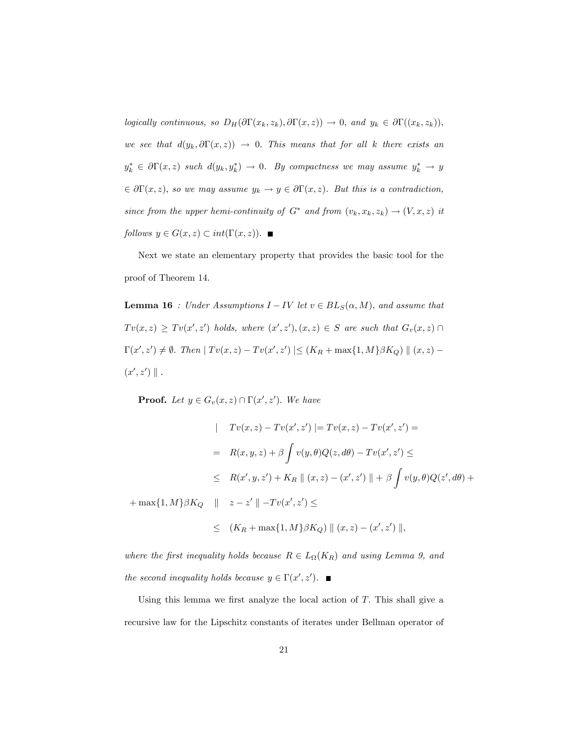*logically continuous, so $D_H(\partial\Gamma(x_k, z_k), \partial\Gamma(x, z)) \to 0$, and $y_k \in \partial\Gamma((x_k, z_k))$, we see that $d(y_k, \partial\Gamma(x, z)) \to 0$. This means that for all $k$ there exists an $y_k^* \in \partial\Gamma(x, z)$ such $d(y_k, y_k^*) \to 0$. By compactness we may assume $y_k^* \to y \in \partial\Gamma(x, z)$, so we may assume $y_k \to y \in \partial\Gamma(x, z)$. But this is a contradiction, since from the upper hemi-continuity of $G^*$ and from $(v_k, x_k, z_k) \to (V, x, z)$ it follows $y \in G(x, z) \subset int(\Gamma(x, z))$.* ■

Next we state an elementary property that provides the basic tool for the proof of Theorem 14.

**Lemma 16** *: Under Assumptions $I - IV$ let $v \in BL_S(\alpha, M)$, and assume that $Tv(x, z) \geq Tv(x', z')$ holds, where $(x', z'), (x, z) \in S$ are such that $G_v(x, z) \cap \Gamma(x', z') \neq \emptyset$. Then $| Tv(x, z) - Tv(x', z') | \leq (K_R + \max\{1, M\}\beta K_Q) \| (x, z) - (x', z') \|$.*

**Proof.** *Let $y \in G_v(x, z) \cap \Gamma(x', z')$. We have*

$$
\begin{aligned}
& | \; Tv(x, z) - Tv(x', z') | = Tv(x, z) - Tv(x', z') = \\
& = R(x, y, z) + \beta \int v(y, \theta) Q(z, d\theta) - Tv(x', z') \leq \\
& \leq R(x', y, z') + K_R \| (x, z) - (x', z') \| + \beta \int v(y, \theta) Q(z', d\theta) + \\
& + \max\{1, M\}\beta K_Q \; \| z - z' \| - Tv(x', z') \leq \\
& \leq (K_R + \max\{1, M\}\beta K_Q) \| (x, z) - (x', z') \|,
\end{aligned}
$$

*where the first inequality holds because $R \in L_\Omega(K_R)$ and using Lemma 9, and the second inequality holds because $y \in \Gamma(x', z')$.* ■

Using this lemma we first analyze the local action of $T$. This shall give a recursive law for the Lipschitz constants of iterates under Bellman operator of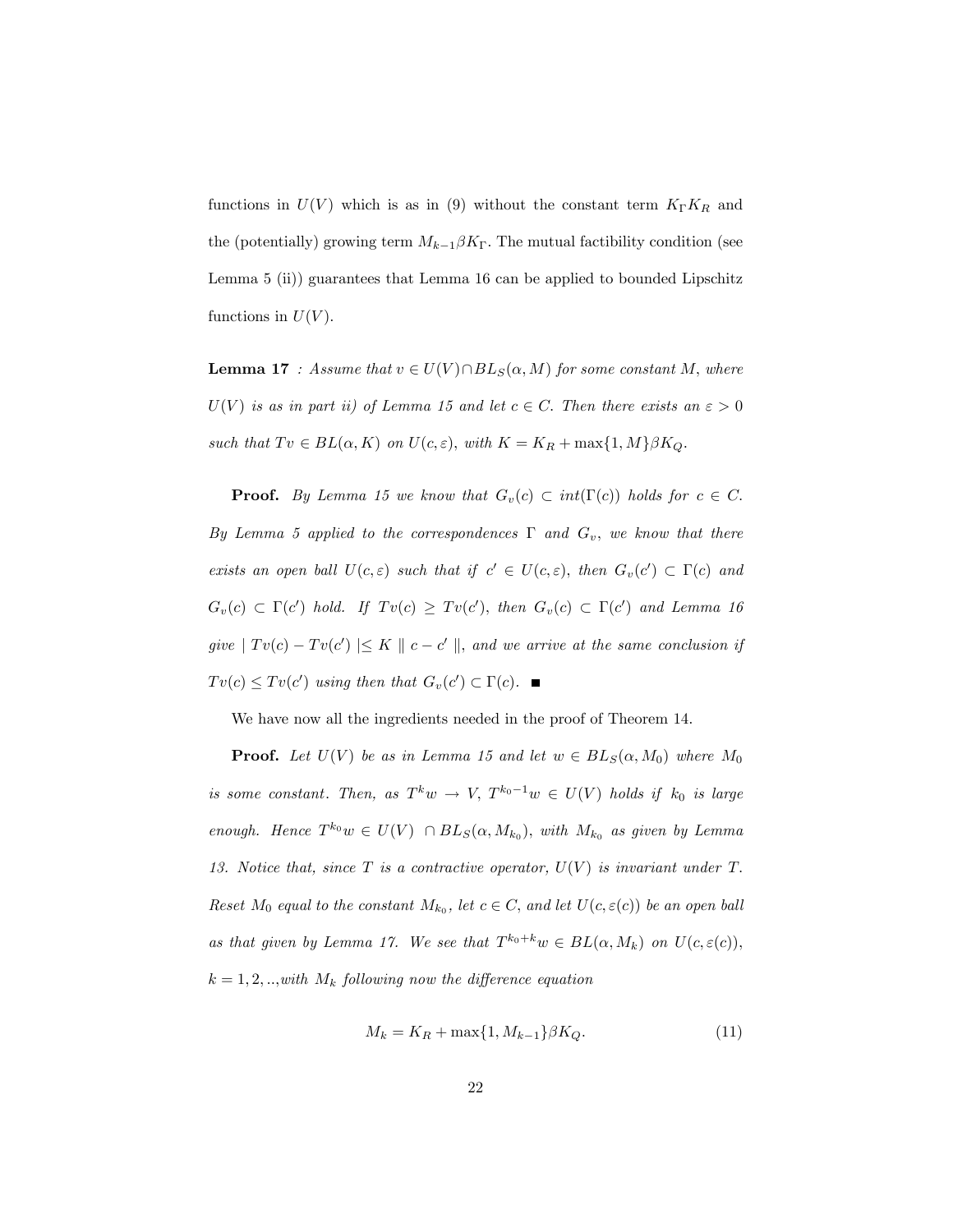functions in $U(V)$ which is as in (9) without the constant term $K_\Gamma K_R$ and the (potentially) growing term $M_{k-1}\beta K_\Gamma$. The mutual factibility condition (see Lemma 5 (ii)) guarantees that Lemma 16 can be applied to bounded Lipschitz functions in $U(V)$.

**Lemma 17** *: Assume that $v \in U(V) \cap BL_S(\alpha, M)$ for some constant $M$, where $U(V)$ is as in part ii) of Lemma 15 and let $c \in C$. Then there exists an $\varepsilon > 0$ such that $Tv \in BL(\alpha, K)$ on $U(c, \varepsilon)$, with $K = K_R + \max\{1, M\}\beta K_Q$.*

**Proof.** *By Lemma 15 we know that $G_v(c) \subset int(\Gamma(c))$ holds for $c \in C$. By Lemma 5 applied to the correspondences $\Gamma$ and $G_v$, we know that there exists an open ball $U(c, \varepsilon)$ such that if $c' \in U(c, \varepsilon)$, then $G_v(c') \subset \Gamma(c)$ and $G_v(c) \subset \Gamma(c')$ hold. If $Tv(c) \geq Tv(c')$, then $G_v(c) \subset \Gamma(c')$ and Lemma 16 give $| Tv(c) - Tv(c') | \leq K \parallel c - c' \parallel$, and we arrive at the same conclusion if $Tv(c) \leq Tv(c')$ using then that $G_v(c') \subset \Gamma(c)$.* ■

We have now all the ingredients needed in the proof of Theorem 14.

**Proof.** *Let $U(V)$ be as in Lemma 15 and let $w \in BL_S(\alpha, M_0)$ where $M_0$ is some constant. Then, as $T^k w \to V$, $T^{k_0 - 1} w \in U(V)$ holds if $k_0$ is large enough. Hence $T^{k_0} w \in U(V) \cap BL_S(\alpha, M_{k_0})$, with $M_{k_0}$ as given by Lemma 13. Notice that, since $T$ is a contractive operator, $U(V)$ is invariant under $T$. Reset $M_0$ equal to the constant $M_{k_0}$, let $c \in C$, and let $U(c, \varepsilon(c))$ be an open ball as that given by Lemma 17. We see that $T^{k_0 + k} w \in BL(\alpha, M_k)$ on $U(c, \varepsilon(c))$, $k = 1, 2, ..,$with $M_k$ following now the difference equation*

$$M_k = K_R + \max\{1, M_{k-1}\}\beta K_Q. \tag{11}$$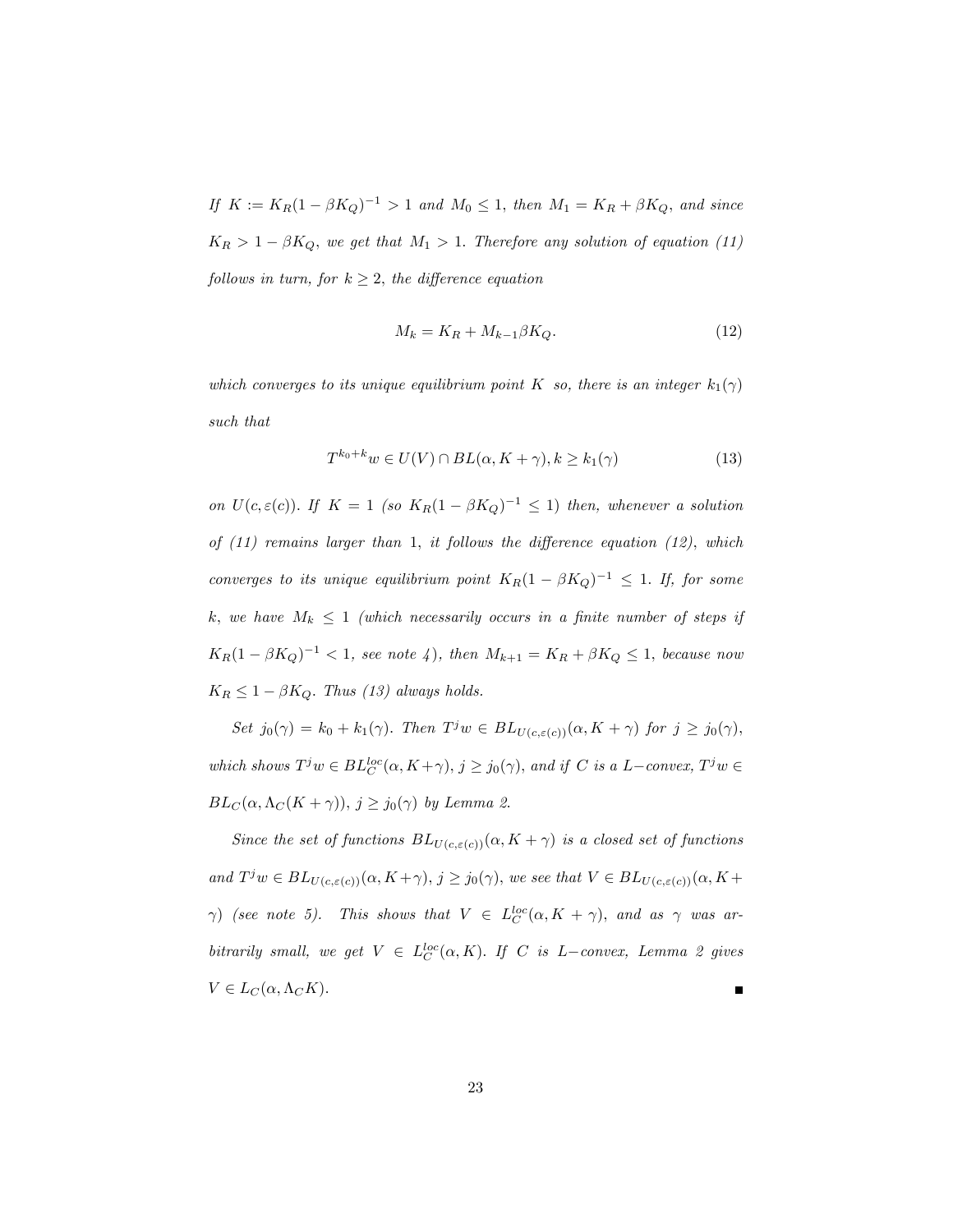*If $K := K_R(1 - \beta K_Q)^{-1} > 1$ and $M_0 \leq 1$, then $M_1 = K_R + \beta K_Q$, and since $K_R > 1 - \beta K_Q$, we get that $M_1 > 1$. Therefore any solution of equation (11) follows in turn, for $k \geq 2$, the difference equation*

$$M_k = K_R + M_{k-1}\beta K_Q. \tag{12}$$

*which converges to its unique equilibrium point $K$ so, there is an integer $k_1(\gamma)$ such that*

$$T^{k_0+k}w \in U(V) \cap BL(\alpha, K + \gamma), k \geq k_1(\gamma) \tag{13}$$

*on $U(c, \varepsilon(c))$. If $K = 1$ (so $K_R(1 - \beta K_Q)^{-1} \leq 1$) then, whenever a solution of (11) remains larger than 1, it follows the difference equation (12), which converges to its unique equilibrium point $K_R(1 - \beta K_Q)^{-1} \leq 1$. If, for some $k$, we have $M_k \leq 1$ (which necessarily occurs in a finite number of steps if $K_R(1 - \beta K_Q)^{-1} < 1$, see note 4), then $M_{k+1} = K_R + \beta K_Q \leq 1$, because now $K_R \leq 1 - \beta K_Q$. Thus (13) always holds.*

*Set $j_0(\gamma) = k_0 + k_1(\gamma)$. Then $T^j w \in BL_{U(c,\varepsilon(c))}(\alpha, K + \gamma)$ for $j \geq j_0(\gamma)$, which shows $T^j w \in BL_C^{loc}(\alpha, K+\gamma)$, $j \geq j_0(\gamma)$, and if $C$ is a $L-$convex, $T^j w \in BL_C(\alpha, \Lambda_C(K + \gamma))$, $j \geq j_0(\gamma)$ by Lemma 2.*

*Since the set of functions $BL_{U(c,\varepsilon(c))}(\alpha, K + \gamma)$ is a closed set of functions and $T^j w \in BL_{U(c,\varepsilon(c))}(\alpha, K+\gamma)$, $j \geq j_0(\gamma)$, we see that $V \in BL_{U(c,\varepsilon(c))}(\alpha, K+\gamma)$ (see note 5). This shows that $V \in L_C^{loc}(\alpha, K + \gamma)$, and as $\gamma$ was arbitrarily small, we get $V \in L_C^{loc}(\alpha, K)$. If $C$ is $L-$convex, Lemma 2 gives $V \in L_C(\alpha, \Lambda_C K)$.* ■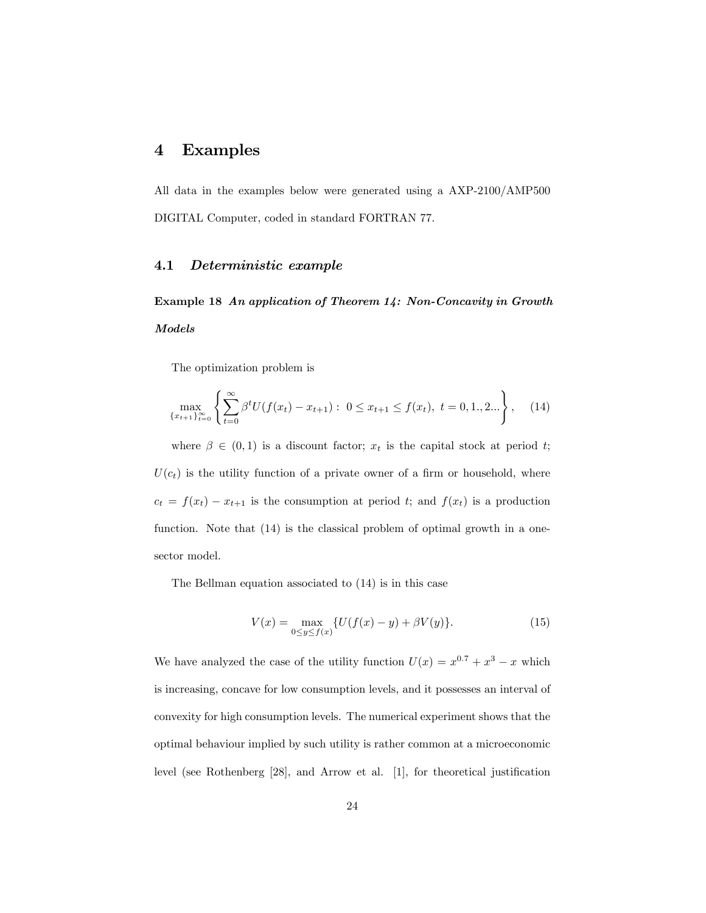# 4 Examples

All data in the examples below were generated using a AXP-2100/AMP500 DIGITAL Computer, coded in standard FORTRAN 77.

## 4.1 *Deterministic example*

**Example 18** ***An application of Theorem 14: Non-Concavity in Growth Models***

The optimization problem is

$$\max_{\{x_{t+1}\}_{t=0}^{\infty}} \left\{ \sum_{t=0}^{\infty} \beta^t U(f(x_t) - x_{t+1}) : \ 0 \leq x_{t+1} \leq f(x_t), \ t = 0, 1., 2... \right\}, \quad (14)$$

where $\beta \in (0,1)$ is a discount factor; $x_t$ is the capital stock at period $t$; $U(c_t)$ is the utility function of a private owner of a firm or household, where $c_t = f(x_t) - x_{t+1}$ is the consumption at period $t$; and $f(x_t)$ is a production function. Note that (14) is the classical problem of optimal growth in a one-sector model.

The Bellman equation associated to (14) is in this case

$$V(x) = \max_{0 \leq y \leq f(x)} \{U(f(x) - y) + \beta V(y)\}. \quad (15)$$

We have analyzed the case of the utility function $U(x) = x^{0.7} + x^3 - x$ which is increasing, concave for low consumption levels, and it possesses an interval of convexity for high consumption levels. The numerical experiment shows that the optimal behaviour implied by such utility is rather common at a microeconomic level (see Rothenberg [28], and Arrow et al. [1], for theoretical justification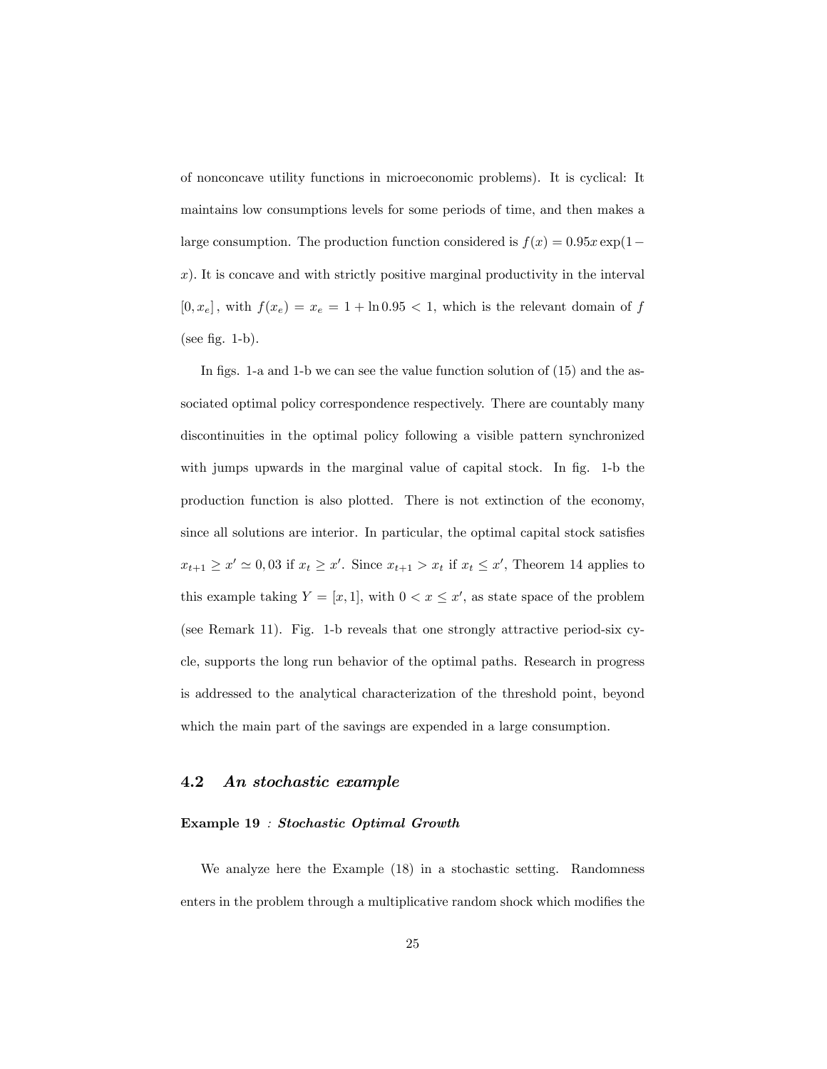of nonconcave utility functions in microeconomic problems). It is cyclical: It maintains low consumptions levels for some periods of time, and then makes a large consumption. The production function considered is $f(x) = 0.95x\exp(1-x)$. It is concave and with strictly positive marginal productivity in the interval $[0, x_e]$, with $f(x_e) = x_e = 1 + \ln 0.95 < 1$, which is the relevant domain of $f$ (see fig. 1-b).

In figs. 1-a and 1-b we can see the value function solution of (15) and the associated optimal policy correspondence respectively. There are countably many discontinuities in the optimal policy following a visible pattern synchronized with jumps upwards in the marginal value of capital stock. In fig. 1-b the production function is also plotted. There is not extinction of the economy, since all solutions are interior. In particular, the optimal capital stock satisfies $x_{t+1} \geq x' \simeq 0,03$ if $x_t \geq x'$. Since $x_{t+1} > x_t$ if $x_t \leq x'$, Theorem 14 applies to this example taking $Y = [x, 1]$, with $0 < x \leq x'$, as state space of the problem (see Remark 11). Fig. 1-b reveals that one strongly attractive period-six cycle, supports the long run behavior of the optimal paths. Research in progress is addressed to the analytical characterization of the threshold point, beyond which the main part of the savings are expended in a large consumption.

## 4.2 *An stochastic example*

**Example 19** : ***Stochastic Optimal Growth***

We analyze here the Example (18) in a stochastic setting. Randomness enters in the problem through a multiplicative random shock which modifies the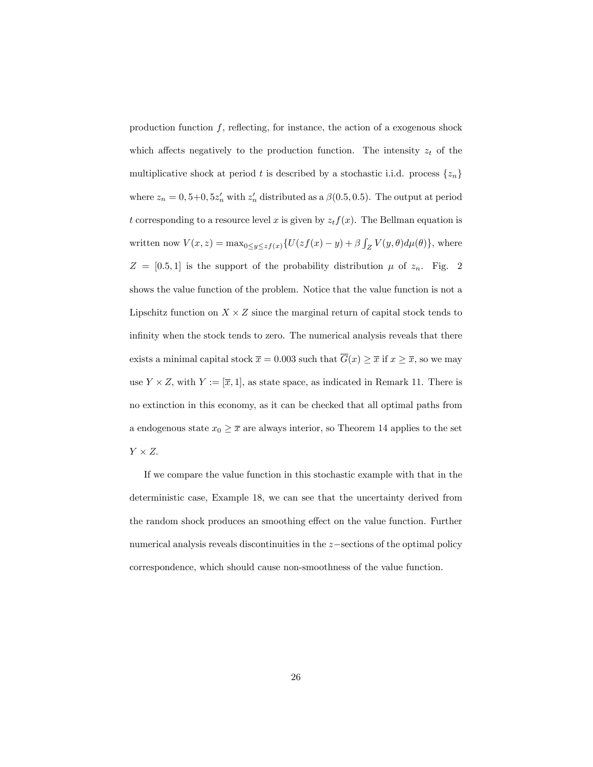production function $f$, reflecting, for instance, the action of a exogenous shock which affects negatively to the production function. The intensity $z_t$ of the multiplicative shock at period $t$ is described by a stochastic i.i.d. process $\{z_n\}$ where $z_n = 0,5{+}0,5z'_n$ with $z'_n$ distributed as a $\beta(0.5, 0.5)$. The output at period $t$ corresponding to a resource level $x$ is given by $z_t f(x)$. The Bellman equation is written now $V(x, z) = \max_{0\leq y\leq zf(x)}\{U(zf(x) - y) + \beta \int_Z V(y, \theta)d\mu(\theta)\}$, where $Z = [0.5, 1]$ is the support of the probability distribution $\mu$ of $z_n$. Fig. 2 shows the value function of the problem. Notice that the value function is not a Lipschitz function on $X \times Z$ since the marginal return of capital stock tends to infinity when the stock tends to zero. The numerical analysis reveals that there exists a minimal capital stock $\overline{x} = 0.003$ such that $\overline{G}(x) \geq \overline{x}$ if $x \geq \overline{x}$, so we may use $Y \times Z$, with $Y := [\overline{x}, 1]$, as state space, as indicated in Remark 11. There is no extinction in this economy, as it can be checked that all optimal paths from a endogenous state $x_0 \geq \overline{x}$ are always interior, so Theorem 14 applies to the set $Y \times Z$.

If we compare the value function in this stochastic example with that in the deterministic case, Example 18, we can see that the uncertainty derived from the random shock produces an smoothing effect on the value function. Further numerical analysis reveals discontinuities in the $z-$sections of the optimal policy correspondence, which should cause non-smoothness of the value function.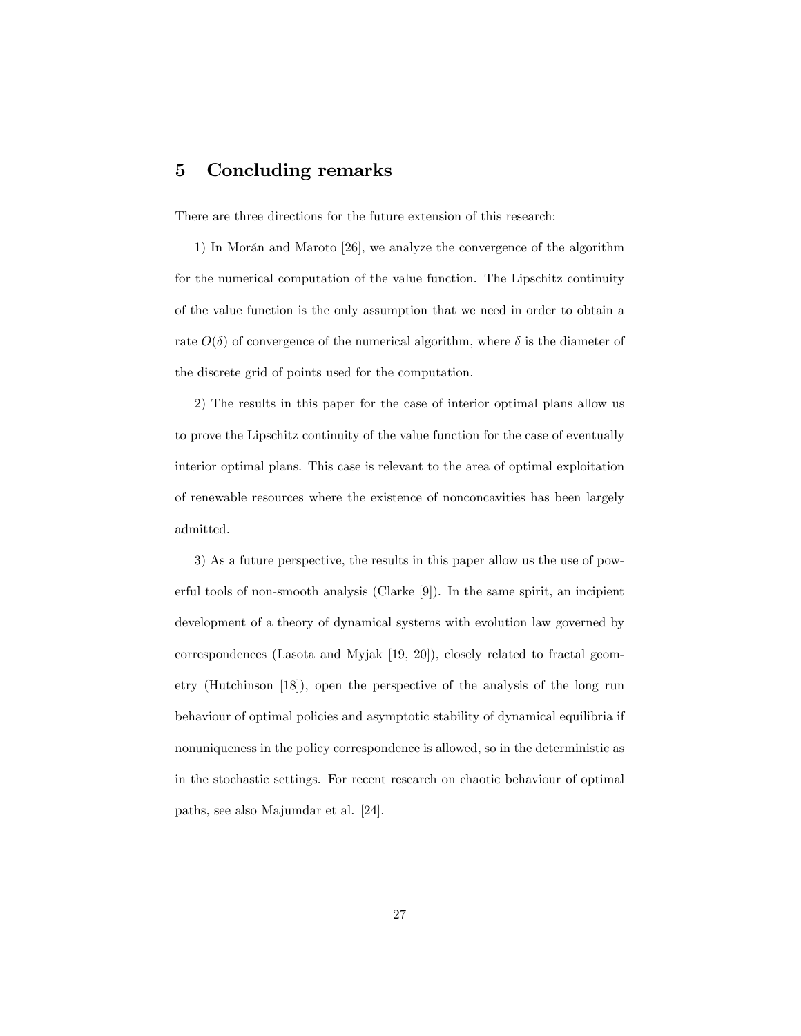## 5 Concluding remarks

There are three directions for the future extension of this research:

1) In Morán and Maroto [26], we analyze the convergence of the algorithm for the numerical computation of the value function. The Lipschitz continuity of the value function is the only assumption that we need in order to obtain a rate $O(\delta)$ of convergence of the numerical algorithm, where $\delta$ is the diameter of the discrete grid of points used for the computation.

2) The results in this paper for the case of interior optimal plans allow us to prove the Lipschitz continuity of the value function for the case of eventually interior optimal plans. This case is relevant to the area of optimal exploitation of renewable resources where the existence of nonconcavities has been largely admitted.

3) As a future perspective, the results in this paper allow us the use of powerful tools of non-smooth analysis (Clarke [9]). In the same spirit, an incipient development of a theory of dynamical systems with evolution law governed by correspondences (Lasota and Myjak [19, 20]), closely related to fractal geometry (Hutchinson [18]), open the perspective of the analysis of the long run behaviour of optimal policies and asymptotic stability of dynamical equilibria if nonuniqueness in the policy correspondence is allowed, so in the deterministic as in the stochastic settings. For recent research on chaotic behaviour of optimal paths, see also Majumdar et al. [24].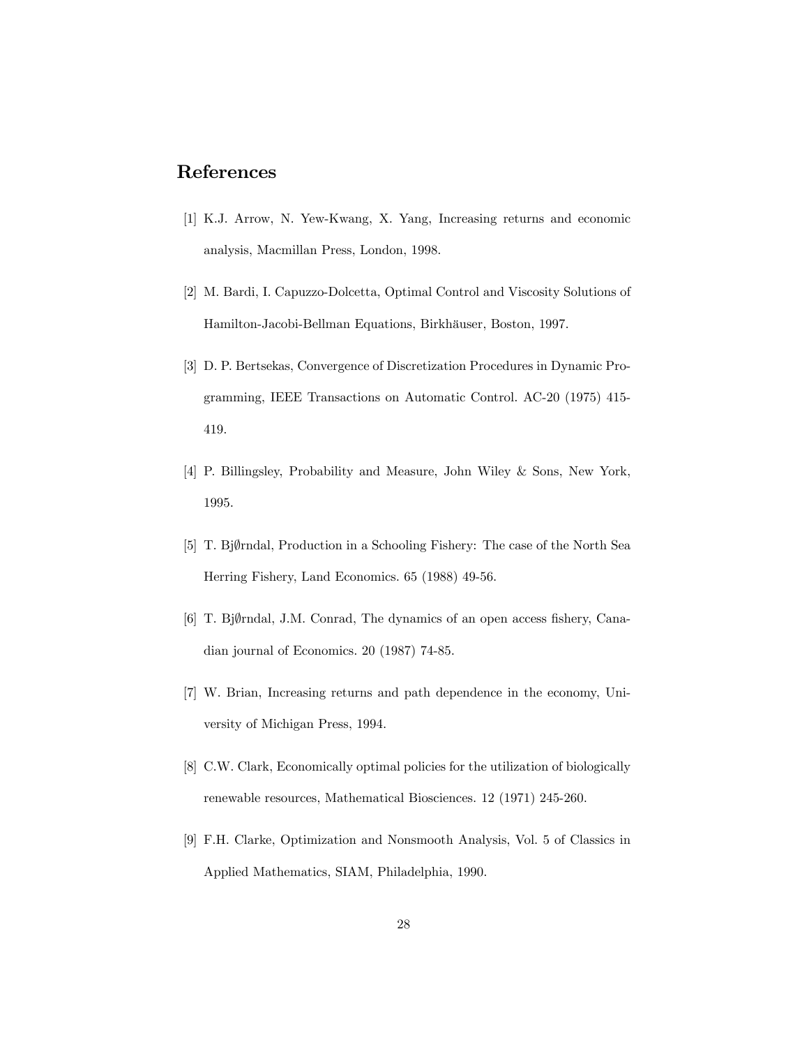## References

[1] K.J. Arrow, N. Yew-Kwang, X. Yang, Increasing returns and economic analysis, Macmillan Press, London, 1998.

[2] M. Bardi, I. Capuzzo-Dolcetta, Optimal Control and Viscosity Solutions of Hamilton-Jacobi-Bellman Equations, Birkhäuser, Boston, 1997.

[3] D. P. Bertsekas, Convergence of Discretization Procedures in Dynamic Programming, IEEE Transactions on Automatic Control. AC-20 (1975) 415-419.

[4] P. Billingsley, Probability and Measure, John Wiley & Sons, New York, 1995.

[5] T. Bj∅rndal, Production in a Schooling Fishery: The case of the North Sea Herring Fishery, Land Economics. 65 (1988) 49-56.

[6] T. Bj∅rndal, J.M. Conrad, The dynamics of an open access fishery, Canadian journal of Economics. 20 (1987) 74-85.

[7] W. Brian, Increasing returns and path dependence in the economy, University of Michigan Press, 1994.

[8] C.W. Clark, Economically optimal policies for the utilization of biologically renewable resources, Mathematical Biosciences. 12 (1971) 245-260.

[9] F.H. Clarke, Optimization and Nonsmooth Analysis, Vol. 5 of Classics in Applied Mathematics, SIAM, Philadelphia, 1990.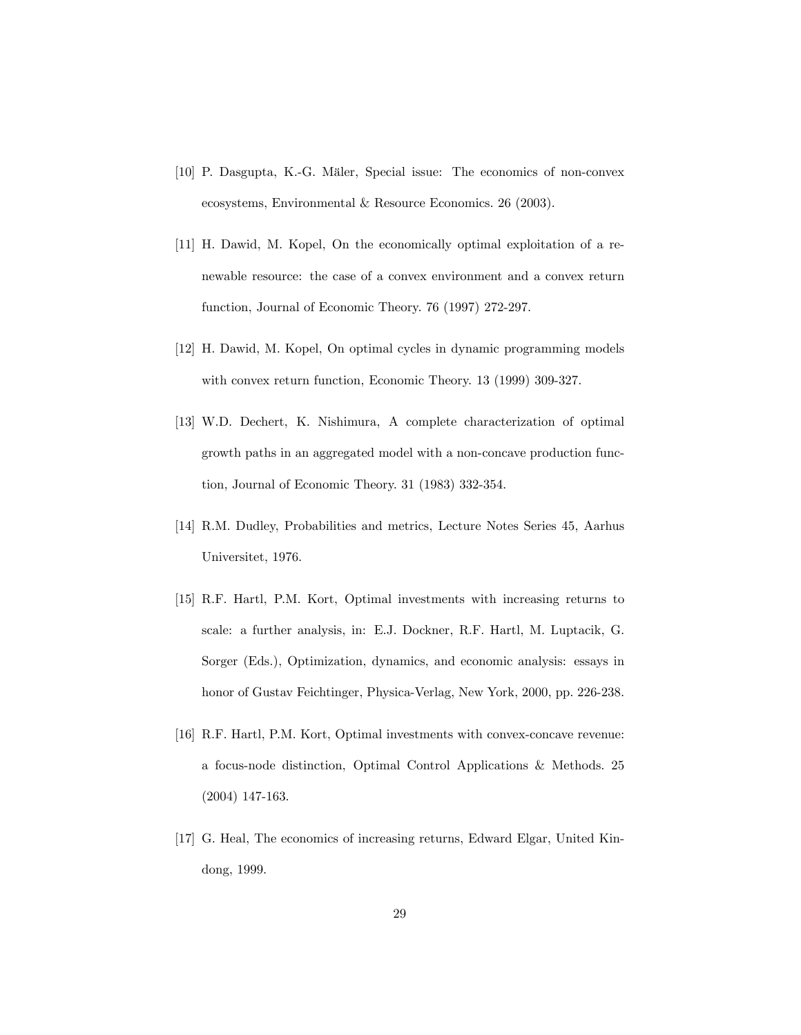[10] P. Dasgupta, K.-G. Mäler, Special issue: The economics of non-convex ecosystems, Environmental & Resource Economics. 26 (2003).

[11] H. Dawid, M. Kopel, On the economically optimal exploitation of a renewable resource: the case of a convex environment and a convex return function, Journal of Economic Theory. 76 (1997) 272-297.

[12] H. Dawid, M. Kopel, On optimal cycles in dynamic programming models with convex return function, Economic Theory. 13 (1999) 309-327.

[13] W.D. Dechert, K. Nishimura, A complete characterization of optimal growth paths in an aggregated model with a non-concave production function, Journal of Economic Theory. 31 (1983) 332-354.

[14] R.M. Dudley, Probabilities and metrics, Lecture Notes Series 45, Aarhus Universitet, 1976.

[15] R.F. Hartl, P.M. Kort, Optimal investments with increasing returns to scale: a further analysis, in: E.J. Dockner, R.F. Hartl, M. Luptacik, G. Sorger (Eds.), Optimization, dynamics, and economic analysis: essays in honor of Gustav Feichtinger, Physica-Verlag, New York, 2000, pp. 226-238.

[16] R.F. Hartl, P.M. Kort, Optimal investments with convex-concave revenue: a focus-node distinction, Optimal Control Applications & Methods. 25 (2004) 147-163.

[17] G. Heal, The economics of increasing returns, Edward Elgar, United Kindong, 1999.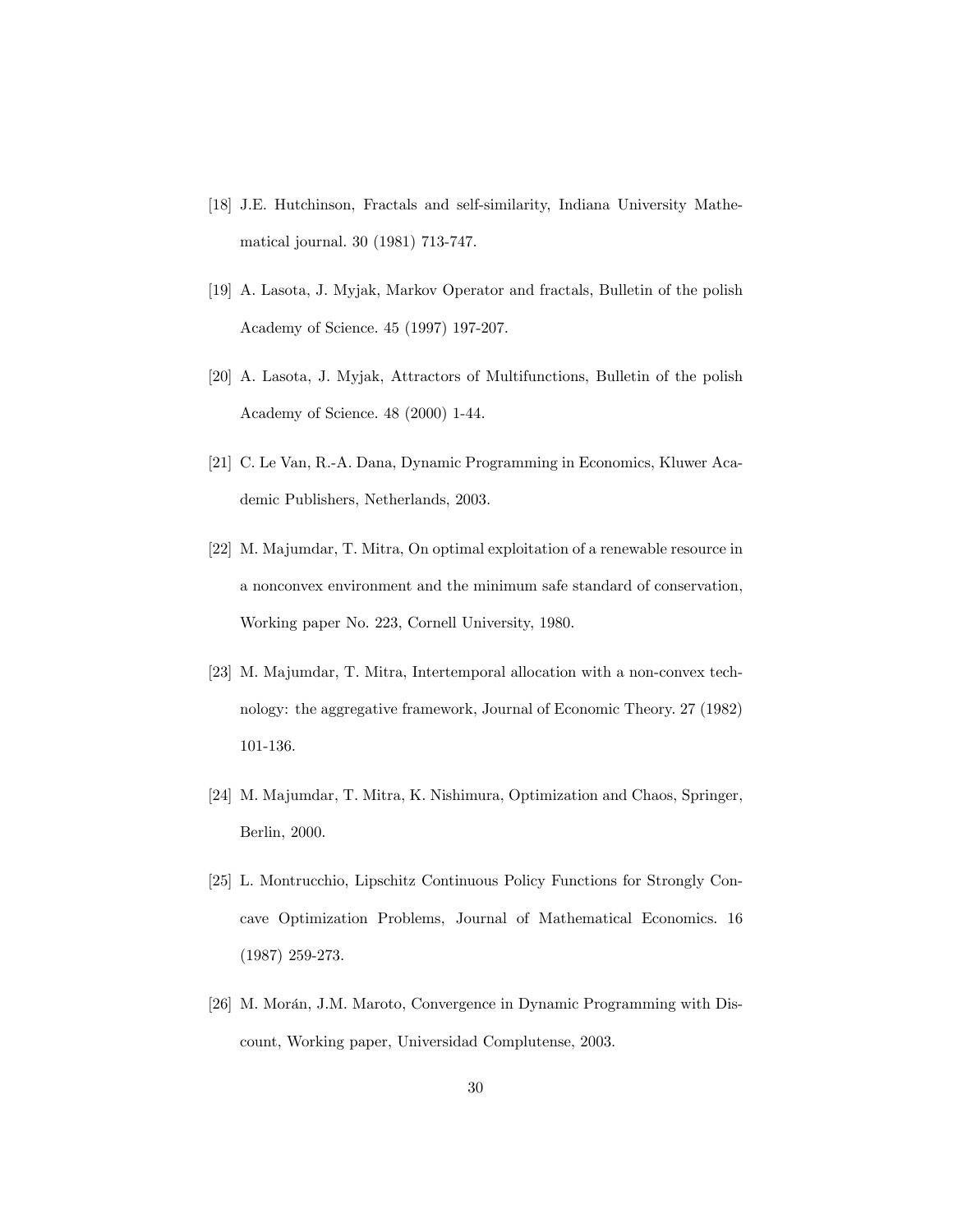[18] J.E. Hutchinson, Fractals and self-similarity, Indiana University Mathematical journal. 30 (1981) 713-747.

[19] A. Lasota, J. Myjak, Markov Operator and fractals, Bulletin of the polish Academy of Science. 45 (1997) 197-207.

[20] A. Lasota, J. Myjak, Attractors of Multifunctions, Bulletin of the polish Academy of Science. 48 (2000) 1-44.

[21] C. Le Van, R.-A. Dana, Dynamic Programming in Economics, Kluwer Academic Publishers, Netherlands, 2003.

[22] M. Majumdar, T. Mitra, On optimal exploitation of a renewable resource in a nonconvex environment and the minimum safe standard of conservation, Working paper No. 223, Cornell University, 1980.

[23] M. Majumdar, T. Mitra, Intertemporal allocation with a non-convex technology: the aggregative framework, Journal of Economic Theory. 27 (1982) 101-136.

[24] M. Majumdar, T. Mitra, K. Nishimura, Optimization and Chaos, Springer, Berlin, 2000.

[25] L. Montrucchio, Lipschitz Continuous Policy Functions for Strongly Concave Optimization Problems, Journal of Mathematical Economics. 16 (1987) 259-273.

[26] M. Morán, J.M. Maroto, Convergence in Dynamic Programming with Discount, Working paper, Universidad Complutense, 2003.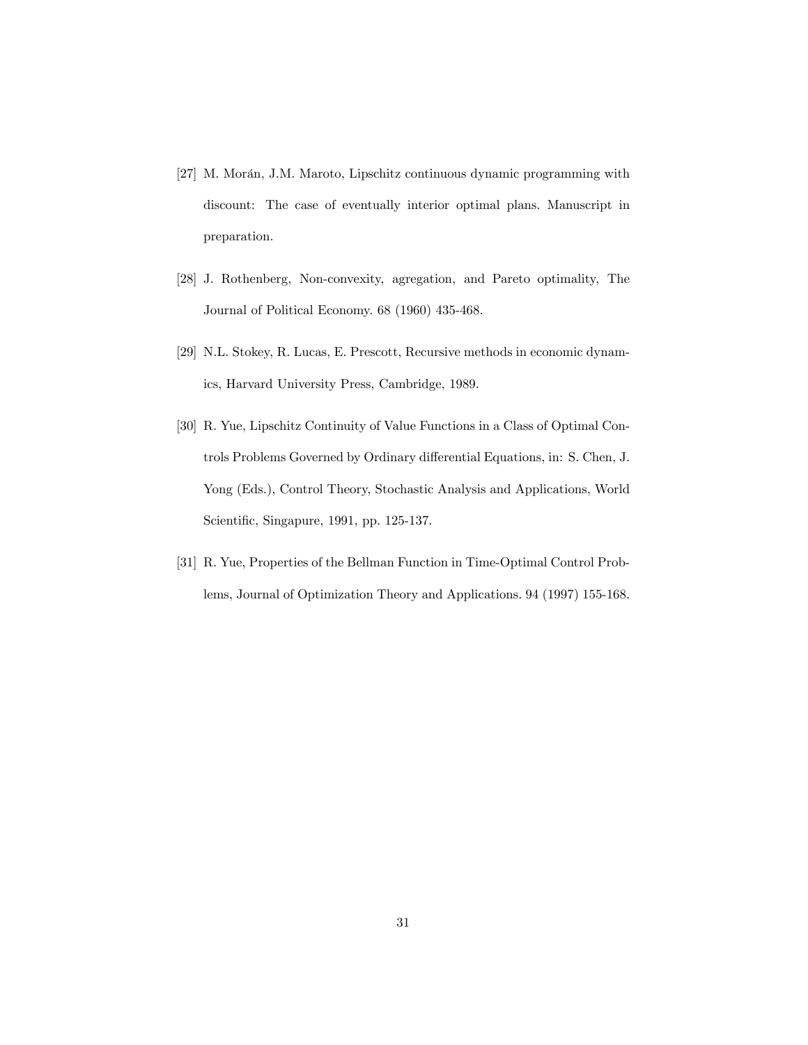[27] M. Morán, J.M. Maroto, Lipschitz continuous dynamic programming with discount: The case of eventually interior optimal plans. Manuscript in preparation.

[28] J. Rothenberg, Non-convexity, agregation, and Pareto optimality, The Journal of Political Economy. 68 (1960) 435-468.

[29] N.L. Stokey, R. Lucas, E. Prescott, Recursive methods in economic dynamics, Harvard University Press, Cambridge, 1989.

[30] R. Yue, Lipschitz Continuity of Value Functions in a Class of Optimal Controls Problems Governed by Ordinary differential Equations, in: S. Chen, J. Yong (Eds.), Control Theory, Stochastic Analysis and Applications, World Scientific, Singapure, 1991, pp. 125-137.

[31] R. Yue, Properties of the Bellman Function in Time-Optimal Control Problems, Journal of Optimization Theory and Applications. 94 (1997) 155-168.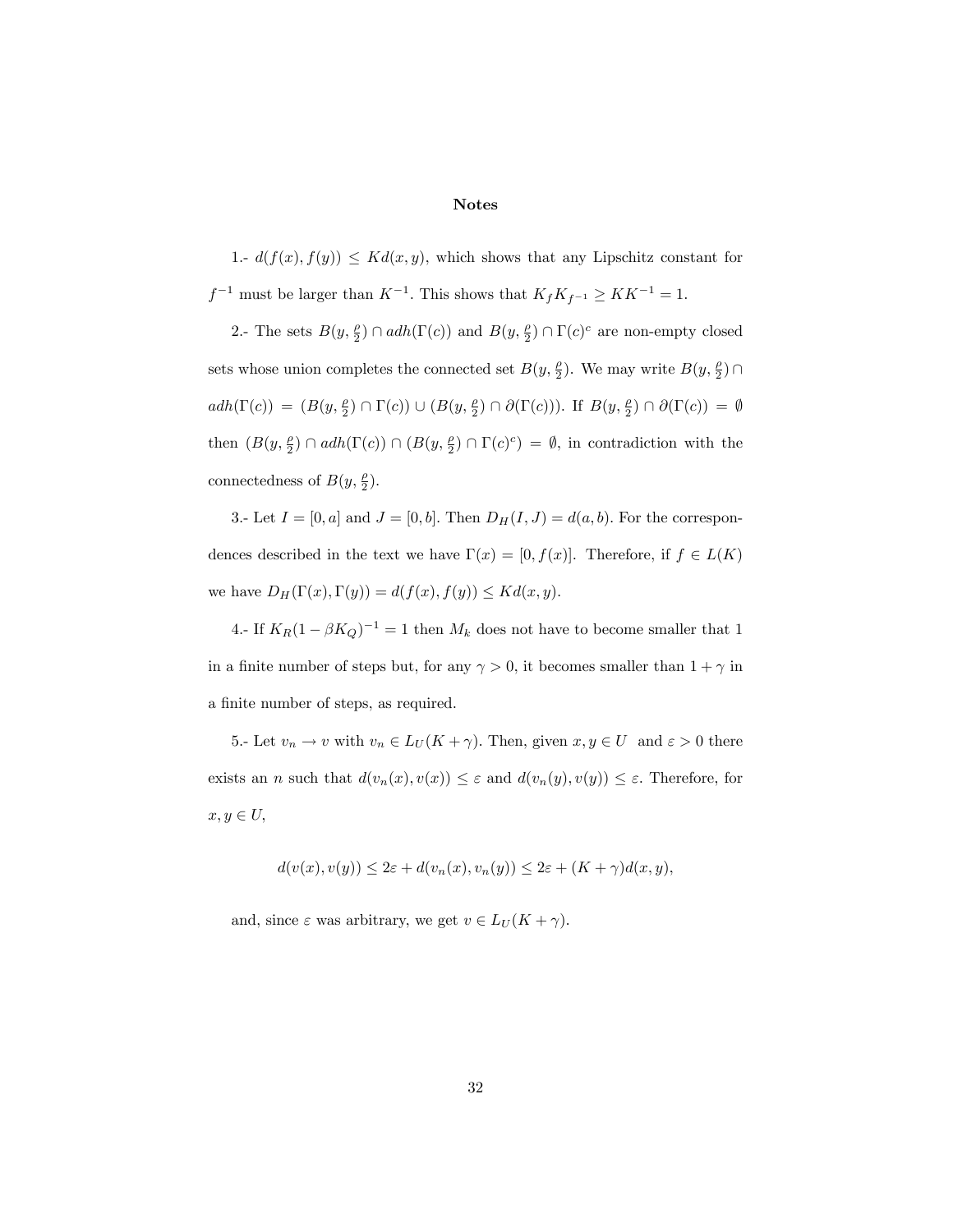**Notes**

1.- $d(f(x), f(y)) \leq Kd(x, y)$, which shows that any Lipschitz constant for $f^{-1}$ must be larger than $K^{-1}$. This shows that $K_f K_{f^{-1}} \geq KK^{-1} = 1$.

2.- The sets $B(y, \frac{\rho}{2}) \cap adh(\Gamma(c))$ and $B(y, \frac{\rho}{2}) \cap \Gamma(c)^c$ are non-empty closed sets whose union completes the connected set $B(y, \frac{\rho}{2})$. We may write $B(y, \frac{\rho}{2}) \cap adh(\Gamma(c)) = (B(y, \frac{\rho}{2}) \cap \Gamma(c)) \cup (B(y, \frac{\rho}{2}) \cap \partial(\Gamma(c)))$. If $B(y, \frac{\rho}{2}) \cap \partial(\Gamma(c)) = \emptyset$ then $(B(y, \frac{\rho}{2}) \cap adh(\Gamma(c)) \cap (B(y, \frac{\rho}{2}) \cap \Gamma(c)^c) = \emptyset$, in contradiction with the connectedness of $B(y, \frac{\rho}{2})$.

3.- Let $I = [0, a]$ and $J = [0, b]$. Then $D_H(I, J) = d(a, b)$. For the correspondences described in the text we have $\Gamma(x) = [0, f(x)]$. Therefore, if $f \in L(K)$ we have $D_H(\Gamma(x), \Gamma(y)) = d(f(x), f(y)) \leq Kd(x, y)$.

4.- If $K_R(1 - \beta K_Q)^{-1} = 1$ then $M_k$ does not have to become smaller that 1 in a finite number of steps but, for any $\gamma > 0$, it becomes smaller than $1 + \gamma$ in a finite number of steps, as required.

5.- Let $v_n \to v$ with $v_n \in L_U(K + \gamma)$. Then, given $x, y \in U$ and $\varepsilon > 0$ there exists an $n$ such that $d(v_n(x), v(x)) \leq \varepsilon$ and $d(v_n(y), v(y)) \leq \varepsilon$. Therefore, for $x, y \in U$,

$$d(v(x), v(y)) \leq 2\varepsilon + d(v_n(x), v_n(y)) \leq 2\varepsilon + (K + \gamma)d(x, y),$$

and, since $\varepsilon$ was arbitrary, we get $v \in L_U(K + \gamma)$.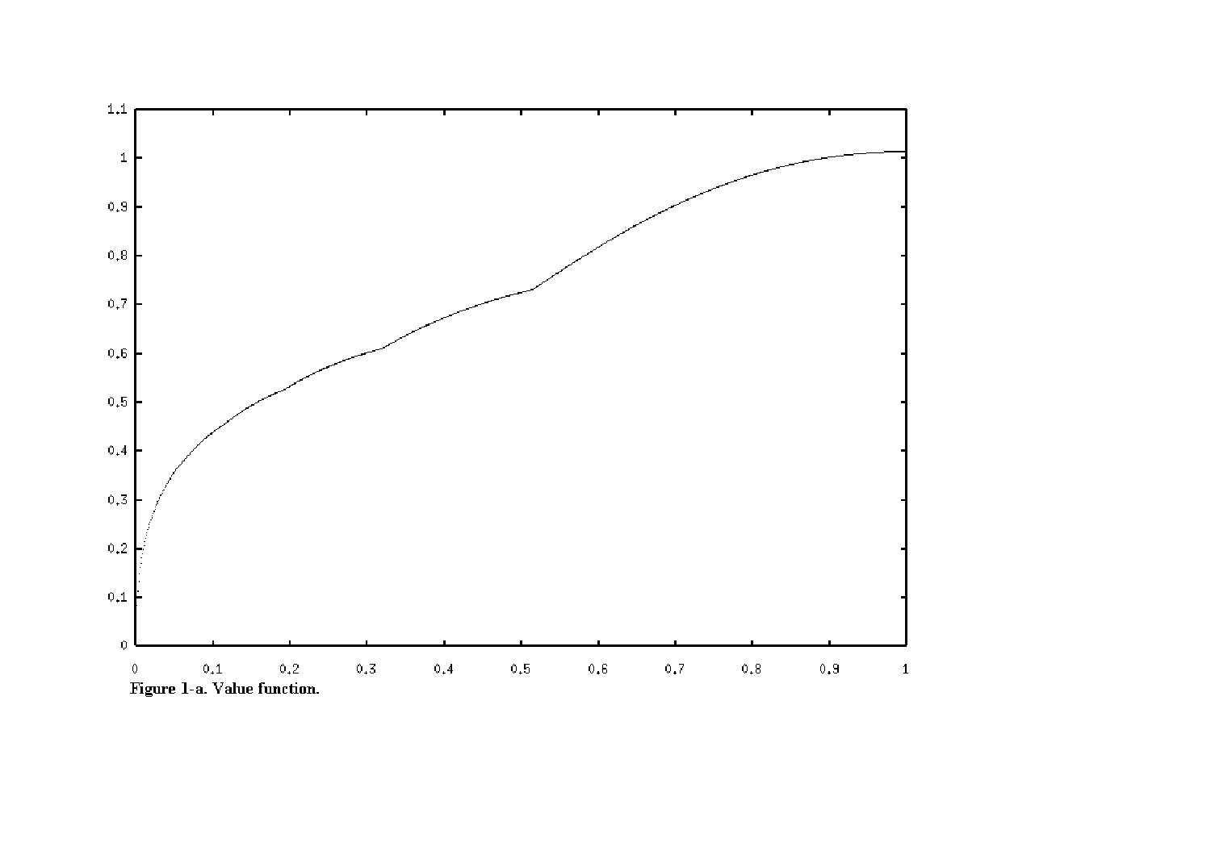**Figure 1-a. Value function.**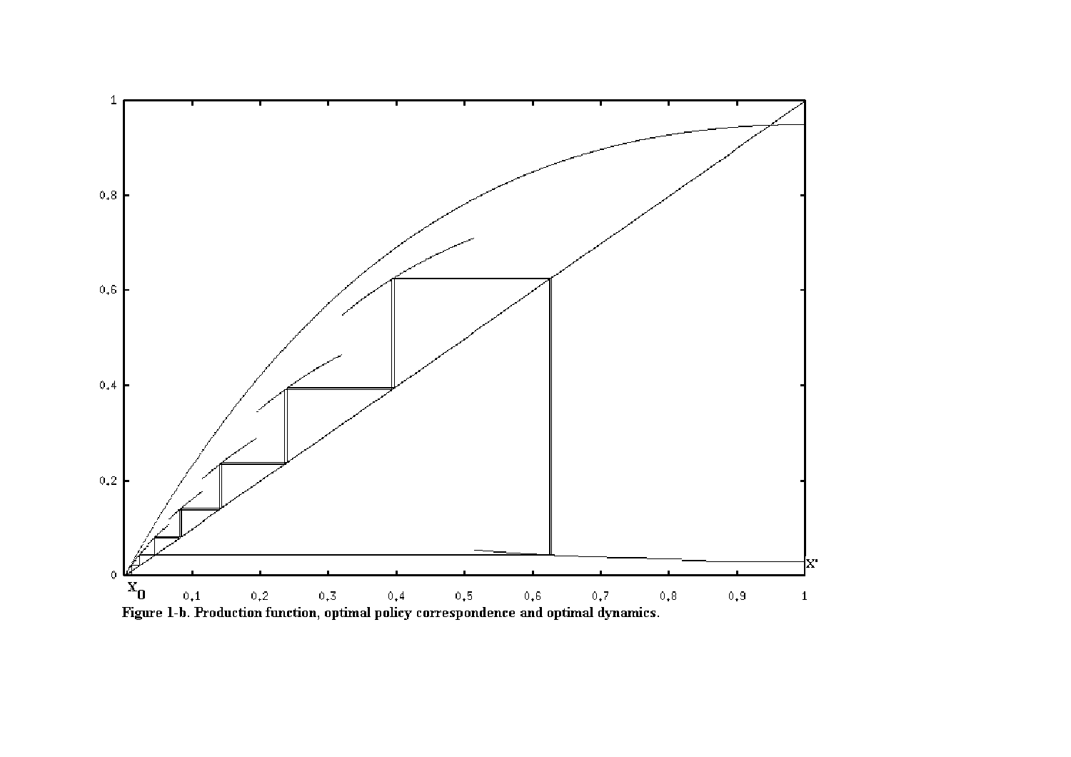**Figure 1-b. Production function, optimal policy correspondence and optimal dynamics.**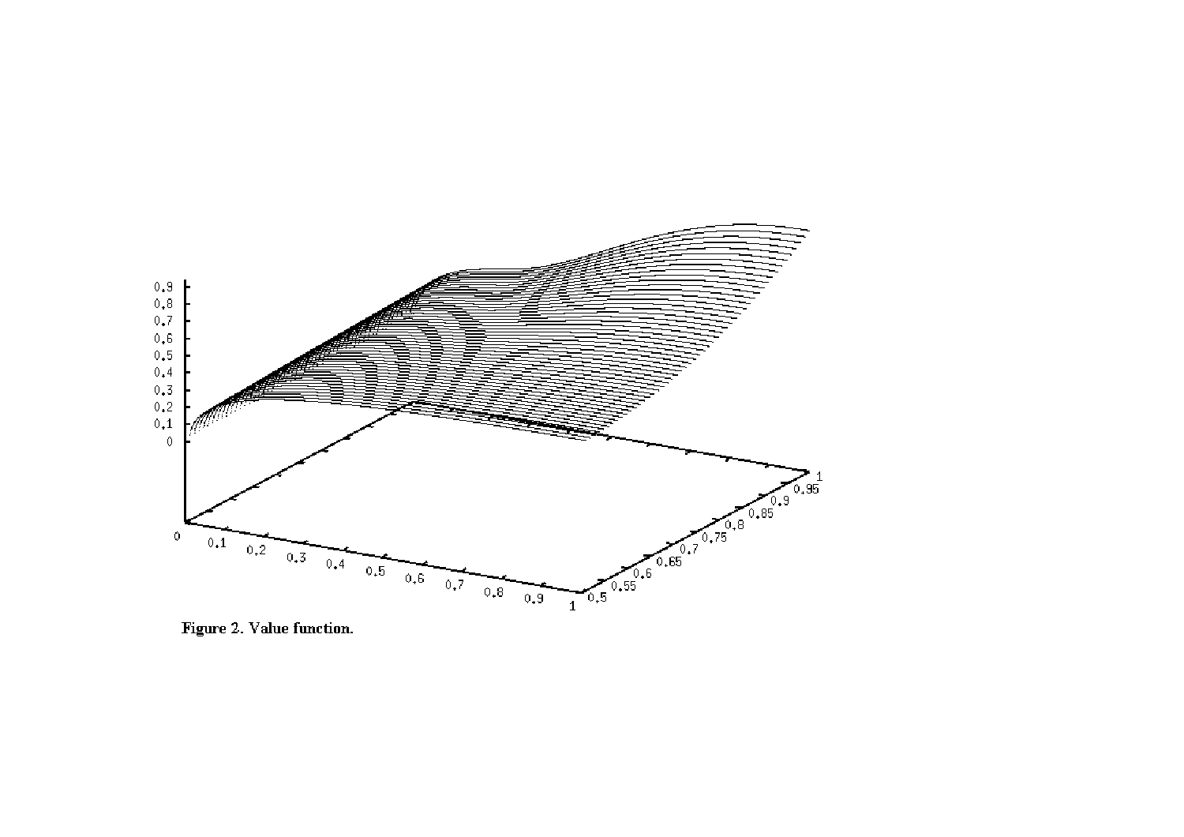0.9
0.8
0.7
0.6
0.5
0.4
0.3
0.2
0.1
0

0
0.1
0.2
0.3
0.4
0.5
0.6
0.7
0.8
0.9
1

0.5
0.55
0.6
0.65
0.7
0.75
0.8
0.85
0.9
0.95
1

**Figure 2. Value function.**